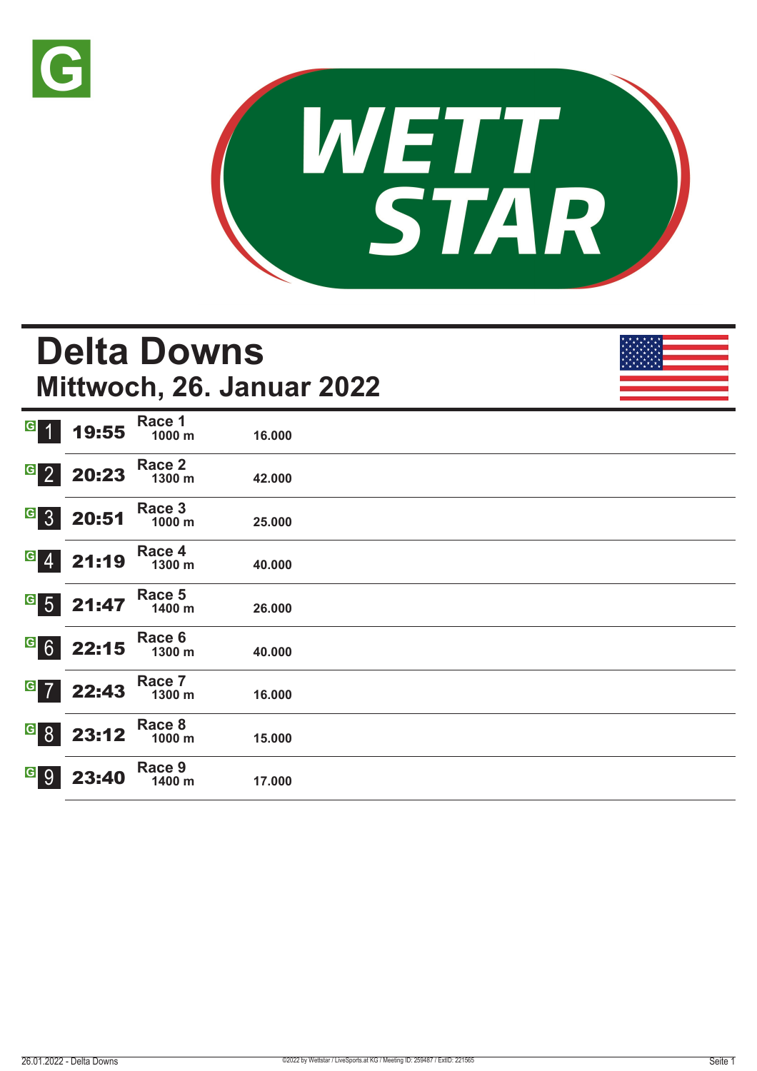# Delta Downs

## Mittwoch, 26. Januar 2022

| | Zeit | Rennen | Distanz | Preisgeld |
|---|---|---|---|---|
| 1 | 19:55 | Race 1 | 1000 m | 16.000 |
| 2 | 20:23 | Race 2 | 1300 m | 42.000 |
| 3 | 20:51 | Race 3 | 1000 m | 25.000 |
| 4 | 21:19 | Race 4 | 1300 m | 40.000 |
| 5 | 21:47 | Race 5 | 1400 m | 26.000 |
| 6 | 22:15 | Race 6 | 1300 m | 40.000 |
| 7 | 22:43 | Race 7 | 1300 m | 16.000 |
| 8 | 23:12 | Race 8 | 1000 m | 15.000 |
| 9 | 23:40 | Race 9 | 1400 m | 17.000 |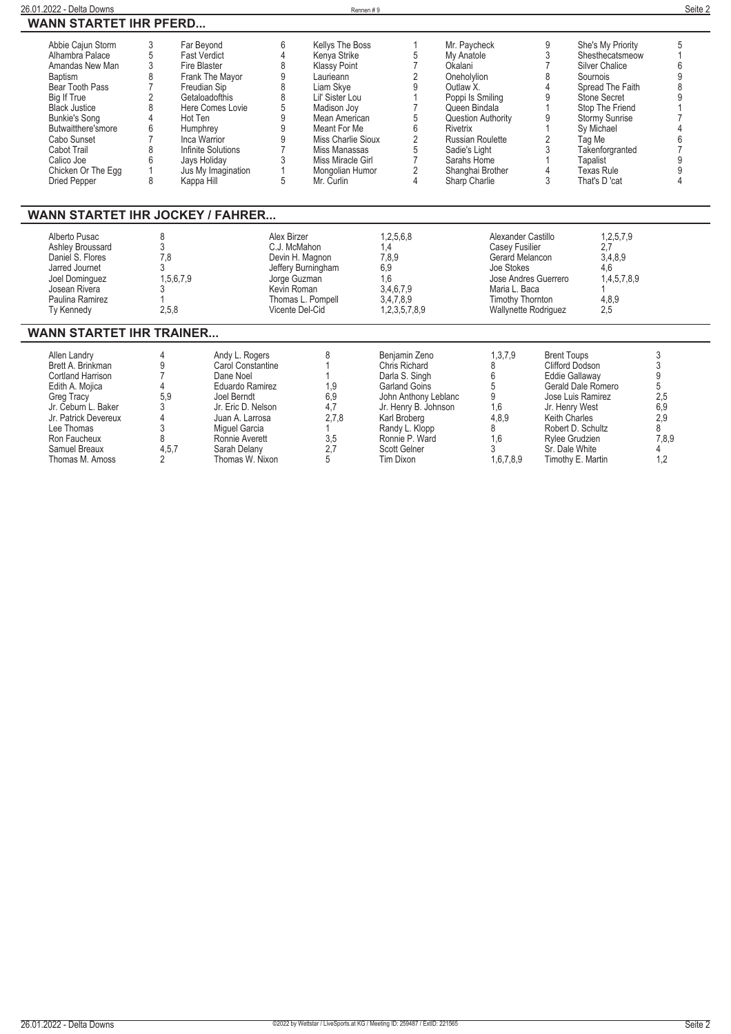## WANN STARTET IHR PFERD...

| Pferd | Rennen | Pferd | Rennen | Pferd | Rennen | Pferd | Rennen | Pferd | Rennen |
|---|---|---|---|---|---|---|---|---|---|
| Abbie Cajun Storm | 3 | Far Beyond | 6 | Kellys The Boss | 1 | Mr. Paycheck | 9 | She's My Priority | 5 |
| Alhambra Palace | 5 | Fast Verdict | 4 | Kenya Strike | 5 | My Anatole | 3 | Shesthecatsmeow | 1 |
| Amandas New Man | 3 | Fire Blaster | 8 | Klassy Point | 7 | Okalani | 7 | Silver Chalice | 6 |
| Baptism | 8 | Frank The Mayor | 9 | Laurieann | 2 | Oneholylion | 8 | Sournois | 9 |
| Bear Tooth Pass | 7 | Freudian Sip | 8 | Liam Skye | 9 | Outlaw X. | 4 | Spread The Faith | 8 |
| Big If True | 2 | Getaloadofthis | 8 | Lil' Sister Lou | 1 | Poppi Is Smiling | 9 | Stone Secret | 9 |
| Black Justice | 8 | Here Comes Lovie | 5 | Madison Joy | 7 | Queen Bindala | 1 | Stop The Friend | 1 |
| Bunkie's Song | 4 | Hot Ten | 9 | Mean American | 5 | Question Authority | 9 | Stormy Sunrise | 7 |
| Butwaitthere'smore | 6 | Humphrey | 9 | Meant For Me | 6 | Rivetrix | 1 | Sy Michael | 4 |
| Cabo Sunset | 7 | Inca Warrior | 9 | Miss Charlie Sioux | 2 | Russian Roulette | 2 | Tag Me | 6 |
| Cabot Trail | 8 | Infinite Solutions | 7 | Miss Manassas | 5 | Sadie's Light | 3 | Takenforgranted | 7 |
| Calico Joe | 6 | Jays Holiday | 3 | Miss Miracle Girl | 7 | Sarahs Home | 1 | Tapalist | 9 |
| Chicken Or The Egg | 1 | Jus My Imagination | 1 | Mongolian Humor | 2 | Shanghai Brother | 4 | Texas Rule | 9 |
| Dried Pepper | 8 | Kappa Hill | 5 | Mr. Curlin | 4 | Sharp Charlie | 3 | That's D 'cat | 4 |

## WANN STARTET IHR JOCKEY / FAHRER...

| Jockey | Rennen | Jockey | Rennen | Jockey | Rennen |
|---|---|---|---|---|---|
| Alberto Pusac | 8 | Alex Birzer | 1,2,5,6,8 | Alexander Castillo | 1,2,5,7,9 |
| Ashley Broussard | 3 | C.J. McMahon | 1,4 | Casey Fusilier | 2,7 |
| Daniel S. Flores | 7,8 | Devin H. Magnon | 7,8,9 | Gerard Melancon | 3,4,8,9 |
| Jarred Journet | 3 | Jeffery Burningham | 6,9 | Joe Stokes | 4,6 |
| Joel Dominguez | 1,5,6,7,9 | Jorge Guzman | 1,6 | Jose Andres Guerrero | 1,4,5,7,8,9 |
| Josean Rivera | 3 | Kevin Roman | 3,4,6,7,9 | Maria L. Baca | 1 |
| Paulina Ramirez | 1 | Thomas L. Pompell | 3,4,7,8,9 | Timothy Thornton | 4,8,9 |
| Ty Kennedy | 2,5,8 | Vicente Del-Cid | 1,2,3,5,7,8,9 | Wallynette Rodriguez | 2,5 |

## WANN STARTET IHR TRAINER...

| Trainer | Rennen | Trainer | Rennen | Trainer | Rennen | Trainer | Rennen |
|---|---|---|---|---|---|---|---|
| Allen Landry | 4 | Andy L. Rogers | 8 | Benjamin Zeno | 1,3,7,9 | Brent Toups | 3 |
| Brett A. Brinkman | 9 | Carol Constantine | 1 | Chris Richard | 8 | Clifford Dodson | 3 |
| Cortland Harrison | 7 | Dane Noel | 1 | Darla S. Singh | 6 | Eddie Gallaway | 9 |
| Edith A. Mojica | 4 | Eduardo Ramirez | 1,9 | Garland Goins | 5 | Gerald Dale Romero | 5 |
| Greg Tracy | 5,9 | Joel Berndt | 6,9 | John Anthony Leblanc | 9 | Jose Luis Ramirez | 2,5 |
| Jr. Ceburn L. Baker | 3 | Jr. Eric D. Nelson | 4,7 | Jr. Henry B. Johnson | 1,6 | Jr. Henry West | 6,9 |
| Jr. Patrick Devereux | 4 | Juan A. Larrosa | 2,7,8 | Karl Broberg | 4,8,9 | Keith Charles | 2,9 |
| Lee Thomas | 3 | Miguel Garcia | 1 | Randy L. Klopp | 8 | Robert D. Schultz | 8 |
| Ron Faucheux | 8 | Ronnie Averett | 3,5 | Ronnie P. Ward | 1,6 | Rylee Grudzien | 7,8,9 |
| Samuel Breaux | 4,5,7 | Sarah Delany | 2,7 | Scott Gelner | 3 | Sr. Dale White | 4 |
| Thomas M. Amoss | 2 | Thomas W. Nixon | 5 | Tim Dixon | 1,6,7,8,9 | Timothy E. Martin | 1,2 |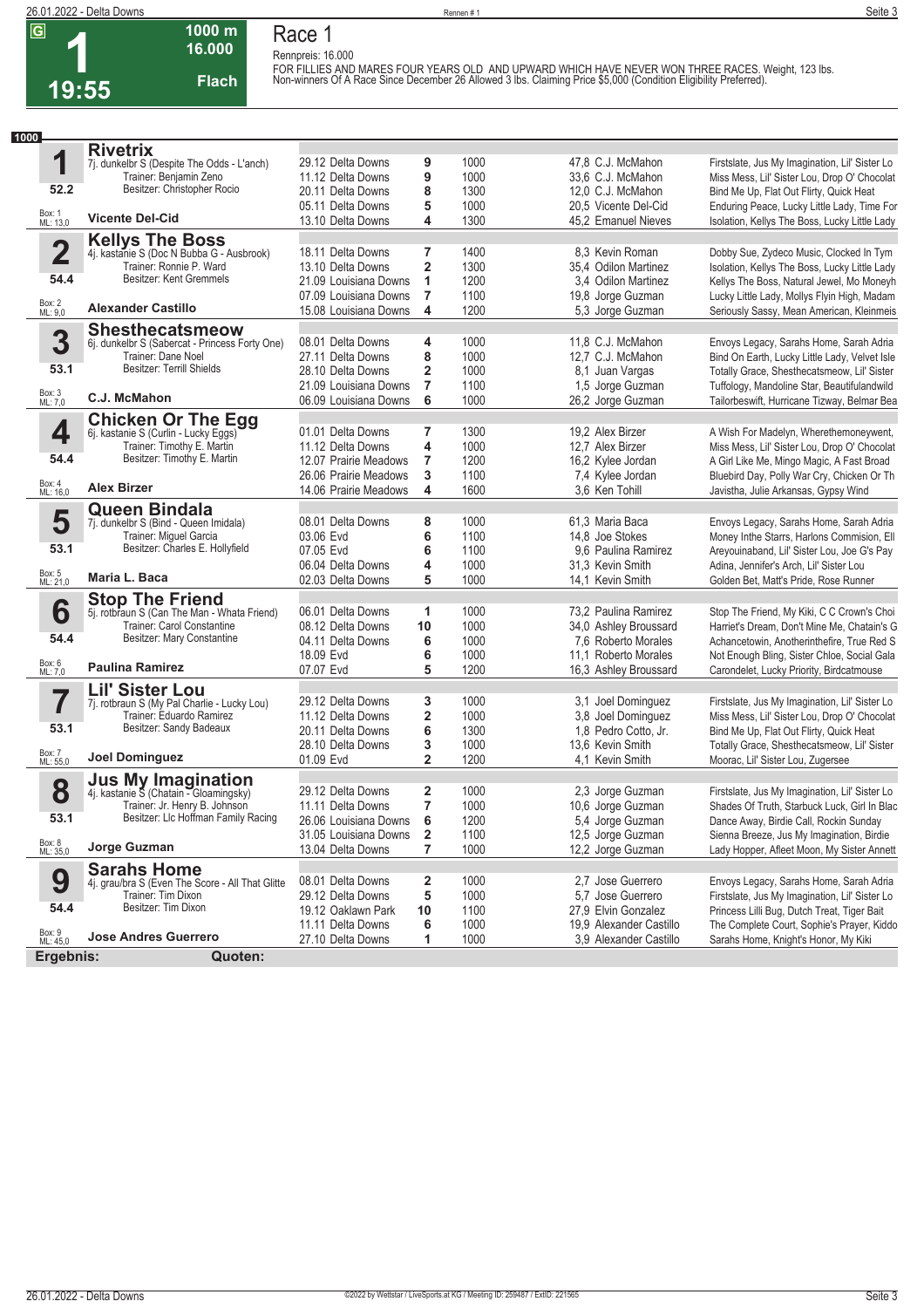# Race 1

**1** — 19:55 — G — 1000 m — 16.000 — Flach

Rennpreis: 16.000

FOR FILLIES AND MARES FOUR YEARS OLD AND UPWARD WHICH HAVE NEVER WON THREE RACES. Weight, 123 lbs. Non-winners Of A Race Since December 26 Allowed 3 lbs. Claiming Price $5,000 (Condition Eligibility Preferred).

**1000**

## 1 Rivetrix
7j. dunkelbr S (Despite The Odds - L'anch)
Trainer: Benjamin Zeno
Besitzer: Christopher Rocio
52.2 — Box: 1 — ML: 13,0
**Vicente Del-Cid**

| Datum | Bahn | Platz | Distanz | Quote / Jockey | Einlauf |
|---|---|---|---|---|---|
| 29.12 | Delta Downs | 9 | 1000 | 47,8 C.J. McMahon | Firstslate, Jus My Imagination, Lil' Sister Lo |
| 11.12 | Delta Downs | 9 | 1000 | 33,6 C.J. McMahon | Miss Mess, Lil' Sister Lou, Drop O' Chocolat |
| 20.11 | Delta Downs | 8 | 1300 | 12,0 C.J. McMahon | Bind Me Up, Flat Out Flirty, Quick Heat |
| 05.11 | Delta Downs | 5 | 1000 | 20,5 Vicente Del-Cid | Enduring Peace, Lucky Little Lady, Time For |
| 13.10 | Delta Downs | 4 | 1300 | 45,2 Emanuel Nieves | Isolation, Kellys The Boss, Lucky Little Lady |

## 2 Kellys The Boss
4j. kastanie S (Doc N Bubba G - Ausbrook)
Trainer: Ronnie P. Ward
Besitzer: Kent Gremmels
54.4 — Box: 2 — ML: 9,0
**Alexander Castillo**

| Datum | Bahn | Platz | Distanz | Quote / Jockey | Einlauf |
|---|---|---|---|---|---|
| 18.11 | Delta Downs | 7 | 1400 | 8,3 Kevin Roman | Dobby Sue, Zydeco Music, Clocked In Tym |
| 13.10 | Delta Downs | 2 | 1300 | 35,4 Odilon Martinez | Isolation, Kellys The Boss, Lucky Little Lady |
| 21.09 | Louisiana Downs | 1 | 1200 | 3,4 Odilon Martinez | Kellys The Boss, Natural Jewel, Mo Moneyh |
| 07.09 | Louisiana Downs | 7 | 1100 | 19,8 Jorge Guzman | Lucky Little Lady, Mollys Flyin High, Madam |
| 15.08 | Louisiana Downs | 4 | 1200 | 5,3 Jorge Guzman | Seriously Sassy, Mean American, Kleinmeis |

## 3 Shesthecatsmeow
6j. dunkelbr S (Sabercat - Princess Forty One)
Trainer: Dane Noel
Besitzer: Terrill Shields
53.1 — Box: 3 — ML: 7,0
**C.J. McMahon**

| Datum | Bahn | Platz | Distanz | Quote / Jockey | Einlauf |
|---|---|---|---|---|---|
| 08.01 | Delta Downs | 4 | 1000 | 11,8 C.J. McMahon | Envoys Legacy, Sarahs Home, Sarah Adria |
| 27.11 | Delta Downs | 8 | 1000 | 12,7 C.J. McMahon | Bind On Earth, Lucky Little Lady, Velvet Isle |
| 28.10 | Delta Downs | 2 | 1000 | 8,1 Juan Vargas | Totally Grace, Shesthecatsmeow, Lil' Sister |
| 21.09 | Louisiana Downs | 7 | 1100 | 1,5 Jorge Guzman | Tuffology, Mandoline Star, Beautifulandwild |
| 06.09 | Louisiana Downs | 6 | 1000 | 26,2 Jorge Guzman | Tailorbeswift, Hurricane Tizway, Belmar Bea |

## 4 Chicken Or The Egg
6j. kastanie S (Curlin - Lucky Eggs)
Trainer: Timothy E. Martin
Besitzer: Timothy E. Martin
54.4 — Box: 4 — ML: 16,0
**Alex Birzer**

| Datum | Bahn | Platz | Distanz | Quote / Jockey | Einlauf |
|---|---|---|---|---|---|
| 01.01 | Delta Downs | 7 | 1300 | 19,2 Alex Birzer | A Wish For Madelyn, Wherethemoneywent, |
| 11.12 | Delta Downs | 4 | 1000 | 12,7 Alex Birzer | Miss Mess, Lil' Sister Lou, Drop O' Chocolat |
| 12.07 | Prairie Meadows | 7 | 1200 | 16,2 Kylee Jordan | A Girl Like Me, Mingo Magic, A Fast Broad |
| 26.06 | Prairie Meadows | 3 | 1100 | 7,4 Kylee Jordan | Bluebird Day, Polly War Cry, Chicken Or Th |
| 14.06 | Prairie Meadows | 4 | 1600 | 3,6 Ken Tohill | Javistha, Julie Arkansas, Gypsy Wind |

## 5 Queen Bindala
7j. dunkelbr S (Bind - Queen Imidala)
Trainer: Miguel Garcia
Besitzer: Charles E. Hollyfield
53.1 — Box: 5 — ML: 21,0
**Maria L. Baca**

| Datum | Bahn | Platz | Distanz | Quote / Jockey | Einlauf |
|---|---|---|---|---|---|
| 08.01 | Delta Downs | 8 | 1000 | 61,3 Maria Baca | Envoys Legacy, Sarahs Home, Sarah Adria |
| 03.06 | Evd | 6 | 1100 | 14,8 Joe Stokes | Money Inthe Starrs, Harlons Commision, Ell |
| 07.05 | Evd | 6 | 1100 | 9,6 Paulina Ramirez | Areyouinaband, Lil' Sister Lou, Joe G's Pay |
| 06.04 | Delta Downs | 4 | 1000 | 31,3 Kevin Smith | Adina, Jennifer's Arch, Lil' Sister Lou |
| 02.03 | Delta Downs | 5 | 1000 | 14,1 Kevin Smith | Golden Bet, Matt's Pride, Rose Runner |

## 6 Stop The Friend
5j. rotbraun S (Can The Man - Whata Friend)
Trainer: Carol Constantine
Besitzer: Mary Constantine
54.4 — Box: 6 — ML: 7,0
**Paulina Ramirez**

| Datum | Bahn | Platz | Distanz | Quote / Jockey | Einlauf |
|---|---|---|---|---|---|
| 06.01 | Delta Downs | 1 | 1000 | 73,2 Paulina Ramirez | Stop The Friend, My Kiki, C C Crown's Choi |
| 08.12 | Delta Downs | 10 | 1000 | 34,0 Ashley Broussard | Harriet's Dream, Don't Mine Me, Chatain's G |
| 04.11 | Delta Downs | 6 | 1000 | 7,6 Roberto Morales | Achancetowin, Anotherinthefire, True Red S |
| 18.09 | Evd | 6 | 1000 | 11,1 Roberto Morales | Not Enough Bling, Sister Chloe, Social Gala |
| 07.07 | Evd | 5 | 1200 | 16,3 Ashley Broussard | Carondelet, Lucky Priority, Birdcatmouse |

## 7 Lil' Sister Lou
7j. rotbraun S (My Pal Charlie - Lucky Lou)
Trainer: Eduardo Ramirez
Besitzer: Sandy Badeaux
53.1 — Box: 7 — ML: 55,0
**Joel Dominguez**

| Datum | Bahn | Platz | Distanz | Quote / Jockey | Einlauf |
|---|---|---|---|---|---|
| 29.12 | Delta Downs | 3 | 1000 | 3,1 Joel Dominguez | Firstslate, Jus My Imagination, Lil' Sister Lo |
| 11.12 | Delta Downs | 2 | 1000 | 3,8 Joel Dominguez | Miss Mess, Lil' Sister Lou, Drop O' Chocolat |
| 20.11 | Delta Downs | 6 | 1300 | 1,8 Pedro Cotto, Jr. | Bind Me Up, Flat Out Flirty, Quick Heat |
| 28.10 | Delta Downs | 3 | 1000 | 13,6 Kevin Smith | Totally Grace, Shesthecatsmeow, Lil' Sister |
| 01.09 | Evd | 2 | 1200 | 4,1 Kevin Smith | Moorac, Lil' Sister Lou, Zugersee |

## 8 Jus My Imagination
4j. kastanie S (Chatain - Gloamingsky)
Trainer: Jr. Henry B. Johnson
Besitzer: Llc Hoffman Family Racing
53.1 — Box: 8 — ML: 35,0
**Jorge Guzman**

| Datum | Bahn | Platz | Distanz | Quote / Jockey | Einlauf |
|---|---|---|---|---|---|
| 29.12 | Delta Downs | 2 | 1000 | 2,3 Jorge Guzman | Firstslate, Jus My Imagination, Lil' Sister Lo |
| 11.11 | Delta Downs | 7 | 1000 | 10,6 Jorge Guzman | Shades Of Truth, Starbuck Luck, Girl In Blac |
| 26.06 | Louisiana Downs | 6 | 1200 | 5,4 Jorge Guzman | Dance Away, Birdie Call, Rockin Sunday |
| 31.05 | Louisiana Downs | 2 | 1100 | 12,5 Jorge Guzman | Sienna Breeze, Jus My Imagination, Birdie |
| 13.04 | Delta Downs | 7 | 1000 | 12,2 Jorge Guzman | Lady Hopper, Afleet Moon, My Sister Annett |

## 9 Sarahs Home
4j. grau/bra S (Even The Score - All That Glitte)
Trainer: Tim Dixon
Besitzer: Tim Dixon
54.4 — Box: 9 — ML: 45,0
**Jose Andres Guerrero**

| Datum | Bahn | Platz | Distanz | Quote / Jockey | Einlauf |
|---|---|---|---|---|---|
| 08.01 | Delta Downs | 2 | 1000 | 2,7 Jose Guerrero | Envoys Legacy, Sarahs Home, Sarah Adria |
| 29.12 | Delta Downs | 5 | 1000 | 5,7 Jose Guerrero | Firstslate, Jus My Imagination, Lil' Sister Lo |
| 19.12 | Oaklawn Park | 10 | 1100 | 27,9 Elvin Gonzalez | Princess Lilli Bug, Dutch Treat, Tiger Bait |
| 11.11 | Delta Downs | 6 | 1000 | 19,9 Alexander Castillo | The Complete Court, Sophie's Prayer, Kiddo |
| 27.10 | Delta Downs | 1 | 1000 | 3,9 Alexander Castillo | Sarahs Home, Knight's Honor, My Kiki |

**Ergebnis:** **Quoten:**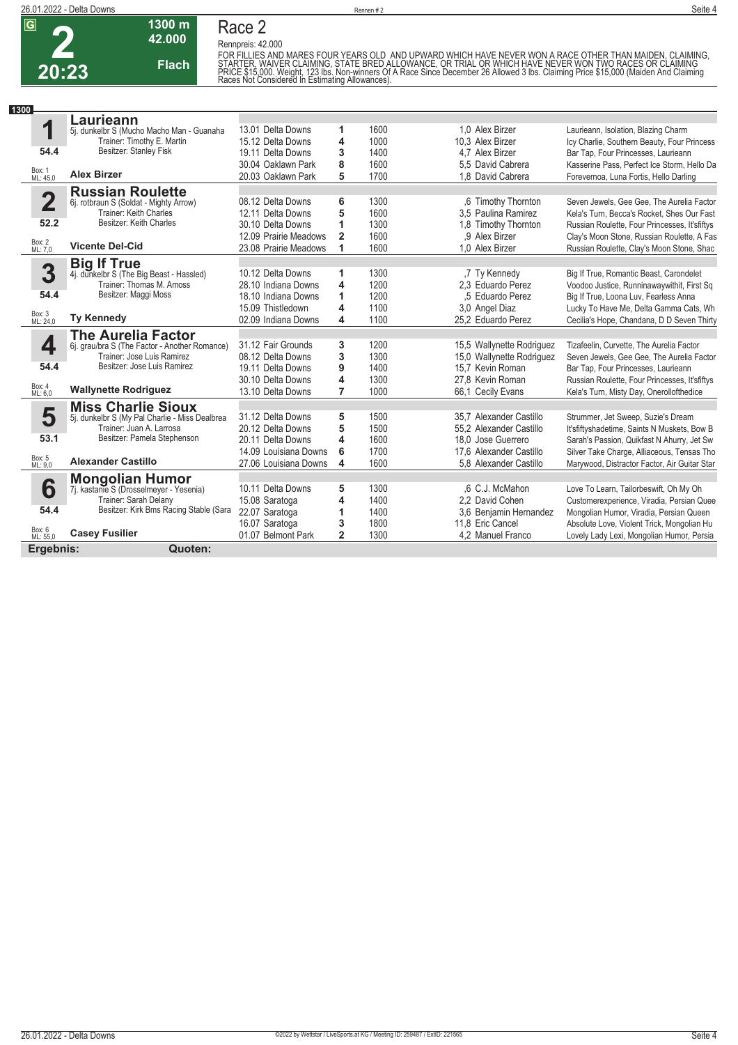# Race 2

**G** **2** **20:23** — 1300 m — 42.000 — Flach

Rennpreis: 42.000

FOR FILLIES AND MARES FOUR YEARS OLD AND UPWARD WHICH HAVE NEVER WON A RACE OTHER THAN MAIDEN, CLAIMING, STARTER, WAIVER CLAIMING, STATE BRED ALLOWANCE, OR TRIAL OR WHICH HAVE NEVER WON TWO RACES OR CLAIMING PRICE $15,000. Weight, 123 lbs. Non-winners Of A Race Since December 26 Allowed 3 lbs. Claiming Price $15,000 (Maiden And Claiming Races Not Considered In Estimating Allowances).

**1300**

## 1 Laurieann
5j. dunkelbr S (Mucho Macho Man - Guanaha)
Trainer: Timothy E. Martin
Besitzer: Stanley Fisk
54.4
Box: 1 ML: 45,0
**Alex Birzer**

| Datum | Bahn | Pl. | Distanz | Quote / Jockey | Einlauf |
|---|---|---|---|---|---|
| 13.01 | Delta Downs | 1 | 1600 | 1,0 Alex Birzer | Laurieann, Isolation, Blazing Charm |
| 15.12 | Delta Downs | 4 | 1000 | 10,3 Alex Birzer | Icy Charlie, Southern Beauty, Four Princess |
| 19.11 | Delta Downs | 3 | 1400 | 4,7 Alex Birzer | Bar Tap, Four Princesses, Laurieann |
| 30.04 | Oaklawn Park | 8 | 1600 | 5,5 David Cabrera | Kasserine Pass, Perfect Ice Storm, Hello Da |
| 20.03 | Oaklawn Park | 5 | 1700 | 1,8 David Cabrera | Forevernoa, Luna Fortis, Hello Darling |

## 2 Russian Roulette
6j. rotbraun S (Soldat - Mighty Arrow)
Trainer: Keith Charles
Besitzer: Keith Charles
52.2
Box: 2 ML: 7,0
**Vicente Del-Cid**

| Datum | Bahn | Pl. | Distanz | Quote / Jockey | Einlauf |
|---|---|---|---|---|---|
| 08.12 | Delta Downs | 6 | 1300 | ,6 Timothy Thornton | Seven Jewels, Gee Gee, The Aurelia Factor |
| 12.11 | Delta Downs | 5 | 1600 | 3,5 Paulina Ramirez | Kela's Turn, Becca's Rocket, Shes Our Fast |
| 30.10 | Delta Downs | 1 | 1300 | 1,8 Timothy Thornton | Russian Roulette, Four Princesses, It'sfiftys |
| 12.09 | Prairie Meadows | 2 | 1600 | ,9 Alex Birzer | Clay's Moon Stone, Russian Roulette, A Fas |
| 23.08 | Prairie Meadows | 1 | 1600 | 1,0 Alex Birzer | Russian Roulette, Clay's Moon Stone, Shac |

## 3 Big If True
4j. dunkelbr S (The Big Beast - Hassled)
Trainer: Thomas M. Amoss
Besitzer: Maggi Moss
54.4
Box: 3 ML: 24,0
**Ty Kennedy**

| Datum | Bahn | Pl. | Distanz | Quote / Jockey | Einlauf |
|---|---|---|---|---|---|
| 10.12 | Delta Downs | 1 | 1300 | ,7 Ty Kennedy | Big If True, Romantic Beast, Carondelet |
| 28.10 | Indiana Downs | 4 | 1200 | 2,3 Eduardo Perez | Voodoo Justice, Runninawaywithit, First Sq |
| 18.10 | Indiana Downs | 1 | 1200 | ,5 Eduardo Perez | Big If True, Loona Luv, Fearless Anna |
| 15.09 | Thistledown | 4 | 1100 | 3,0 Angel Diaz | Lucky To Have Me, Delta Gamma Cats, Wh |
| 02.09 | Indiana Downs | 4 | 1100 | 25,2 Eduardo Perez | Cecilia's Hope, Chandana, D D Seven Thirty |

## 4 The Aurelia Factor
6j. grau/bra S (The Factor - Another Romance)
Trainer: Jose Luis Ramirez
Besitzer: Jose Luis Ramirez
54.4
Box: 4 ML: 6,0
**Wallynette Rodriguez**

| Datum | Bahn | Pl. | Distanz | Quote / Jockey | Einlauf |
|---|---|---|---|---|---|
| 31.12 | Fair Grounds | 3 | 1200 | 15,5 Wallynette Rodriguez | Tizafeelin, Curvette, The Aurelia Factor |
| 08.12 | Delta Downs | 3 | 1300 | 15,0 Wallynette Rodriguez | Seven Jewels, Gee Gee, The Aurelia Factor |
| 19.11 | Delta Downs | 9 | 1400 | 15,7 Kevin Roman | Bar Tap, Four Princesses, Laurieann |
| 30.10 | Delta Downs | 4 | 1300 | 27,8 Kevin Roman | Russian Roulette, Four Princesses, It'sfiftys |
| 13.10 | Delta Downs | 7 | 1000 | 66,1 Cecily Evans | Kela's Turn, Misty Day, Onerollofthedice |

## 5 Miss Charlie Sioux
5j. dunkelbr S (My Pal Charlie - Miss Dealbrea)
Trainer: Juan A. Larrosa
Besitzer: Pamela Stephenson
53.1
Box: 5 ML: 9,0
**Alexander Castillo**

| Datum | Bahn | Pl. | Distanz | Quote / Jockey | Einlauf |
|---|---|---|---|---|---|
| 31.12 | Delta Downs | 5 | 1500 | 35,7 Alexander Castillo | Strummer, Jet Sweep, Suzie's Dream |
| 20.12 | Delta Downs | 5 | 1500 | 55,2 Alexander Castillo | It'sfiftyshadetime, Saints N Muskets, Bow B |
| 20.11 | Delta Downs | 4 | 1600 | 18,0 Jose Guerrero | Sarah's Passion, Quikfast N Ahurry, Jet Sw |
| 14.09 | Louisiana Downs | 6 | 1700 | 17,6 Alexander Castillo | Silver Take Charge, Alliaceous, Tensas Tho |
| 27.06 | Louisiana Downs | 4 | 1600 | 5,8 Alexander Castillo | Marywood, Distractor Factor, Air Guitar Star |

## 6 Mongolian Humor
7j. kastanie S (Drosselmeyer - Yesenia)
Trainer: Sarah Delany
Besitzer: Kirk Bms Racing Stable (Sara
54.4
Box: 6 ML: 55,0
**Casey Fusilier**

| Datum | Bahn | Pl. | Distanz | Quote / Jockey | Einlauf |
|---|---|---|---|---|---|
| 10.11 | Delta Downs | 5 | 1300 | ,6 C.J. McMahon | Love To Learn, Tailorbeswift, Oh My Oh |
| 15.08 | Saratoga | 4 | 1400 | 2,2 David Cohen | Customerexperience, Viradia, Persian Quee |
| 22.07 | Saratoga | 1 | 1400 | 3,6 Benjamin Hernandez | Mongolian Humor, Viradia, Persian Queen |
| 16.07 | Saratoga | 3 | 1800 | 11,8 Eric Cancel | Absolute Love, Violent Trick, Mongolian Hu |
| 01.07 | Belmont Park | 2 | 1300 | 4,2 Manuel Franco | Lovely Lady Lexi, Mongolian Humor, Persia |

**Ergebnis:** **Quoten:**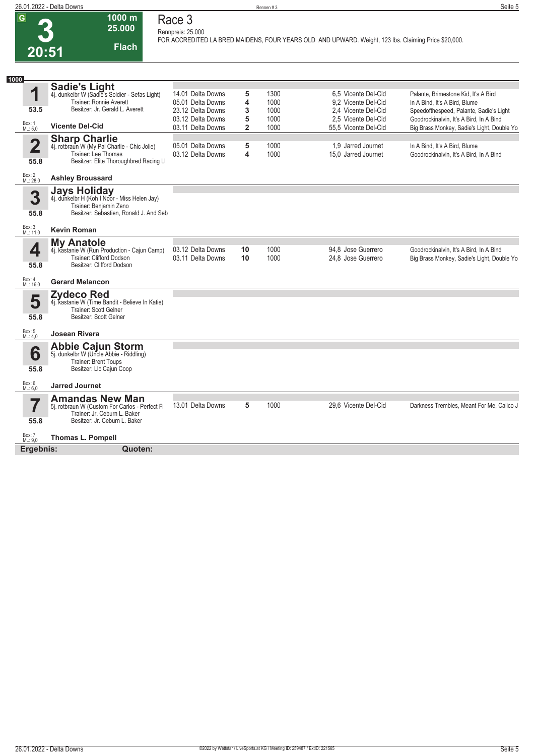# 3

20:51

1000 m
25.000
Flach

## Race 3

Rennpreis: 25.000

FOR ACCREDITED LA BRED MAIDENS, FOUR YEARS OLD AND UPWARD. Weight, 123 lbs. Claiming Price $20,000.

**1000**

### 1 Sadie's Light
4j. dunkelbr W (Sadie's Soldier - Sefas Light)
Trainer: Ronnie Averett
Besitzer: Jr. Gerald L. Averett
53.5
Box: 1
ML: 5,0
**Vicente Del-Cid**

| Datum | Bahn | Platz | Distanz | Quote | Jockey | Einlauf |
|---|---|---|---|---|---|---|
| 14.01 | Delta Downs | 5 | 1300 | 6,5 | Vicente Del-Cid | Palante, Brimestone Kid, It's A Bird |
| 05.01 | Delta Downs | 4 | 1000 | 9,2 | Vicente Del-Cid | In A Bind, It's A Bird, Blume |
| 23.12 | Delta Downs | 3 | 1000 | 2,4 | Vicente Del-Cid | Speedofthespeed, Palante, Sadie's Light |
| 03.12 | Delta Downs | 5 | 1000 | 2,5 | Vicente Del-Cid | Goodrockinalvin, It's A Bird, In A Bind |
| 03.11 | Delta Downs | 2 | 1000 | 55,5 | Vicente Del-Cid | Big Brass Monkey, Sadie's Light, Double Yo |

### 2 Sharp Charlie
4j. rotbraun W (My Pal Charlie - Chic Jolie)
Trainer: Lee Thomas
Besitzer: Elite Thoroughbred Racing Ll
55.8
Box: 2
ML: 28,0
**Ashley Broussard**

| Datum | Bahn | Platz | Distanz | Quote | Jockey | Einlauf |
|---|---|---|---|---|---|---|
| 05.01 | Delta Downs | 5 | 1000 | 1,9 | Jarred Journet | In A Bind, It's A Bird, Blume |
| 03.12 | Delta Downs | 4 | 1000 | 15,0 | Jarred Journet | Goodrockinalvin, It's A Bird, In A Bind |

### 3 Jays Holiday
4j. dunkelbr H (Koh I Noor - Miss Helen Jay)
Trainer: Benjamin Zeno
Besitzer: Sebastien, Ronald J. And Seb
55.8
Box: 3
ML: 11,0
**Kevin Roman**

### 4 My Anatole
4j. kastanie W (Run Production - Cajun Camp)
Trainer: Clifford Dodson
Besitzer: Clifford Dodson
55.8
Box: 4
ML: 16,0
**Gerard Melancon**

| Datum | Bahn | Platz | Distanz | Quote | Jockey | Einlauf |
|---|---|---|---|---|---|---|
| 03.12 | Delta Downs | 10 | 1000 | 94,8 | Jose Guerrero | Goodrockinalvin, It's A Bird, In A Bind |
| 03.11 | Delta Downs | 10 | 1000 | 24,8 | Jose Guerrero | Big Brass Monkey, Sadie's Light, Double Yo |

### 5 Zydeco Red
4j. kastanie W (Time Bandit - Believe In Katie)
Trainer: Scott Gelner
Besitzer: Scott Gelner
55.8
Box: 5
ML: 4,0
**Josean Rivera**

### 6 Abbie Cajun Storm
5j. dunkelbr W (Uncle Abbie - Riddling)
Trainer: Brent Toups
Besitzer: Llc Cajun Coop
55.8
Box: 6
ML: 6,0
**Jarred Journet**

### 7 Amandas New Man
5j. rotbraun W (Custom For Carlos - Perfect Fi
Trainer: Jr. Ceburn L. Baker
Besitzer: Jr. Ceburn L. Baker
55.8
Box: 7
ML: 9,0
**Thomas L. Pompell**

| Datum | Bahn | Platz | Distanz | Quote | Jockey | Einlauf |
|---|---|---|---|---|---|---|
| 13.01 | Delta Downs | 5 | 1000 | 29,6 | Vicente Del-Cid | Darkness Trembles, Meant For Me, Calico J |

**Ergebnis:** **Quoten:**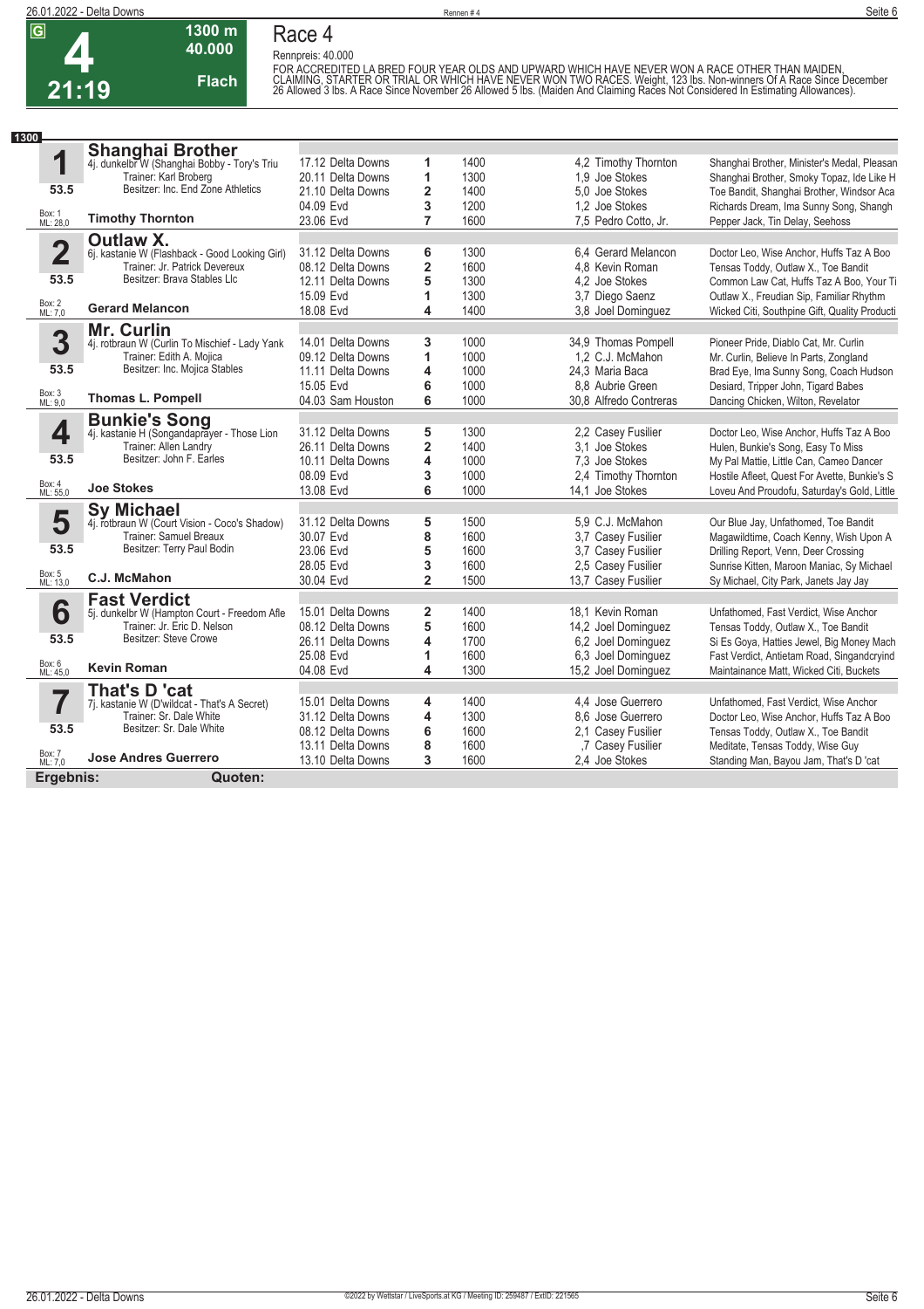# Race 4

**G** **4** **21:19** — 1300 m — 40.000 — Flach

Rennpreis: 40.000

FOR ACCREDITED LA BRED FOUR YEAR OLDS AND UPWARD WHICH HAVE NEVER WON A RACE OTHER THAN MAIDEN, CLAIMING, STARTER OR TRIAL OR WHICH HAVE NEVER WON TWO RACES. Weight, 123 lbs. Non-winners Of A Race Since December 26 Allowed 3 lbs. A Race Since November 26 Allowed 5 lbs. (Maiden And Claiming Races Not Considered In Estimating Allowances).

**1300**

| Nr. | Pferd | Datum / Bahn | Pl. | Distanz | Quote / Jockey | Einlauf |
|---|---|---|---|---|---|---|
| **1** | **Shanghai Brother** 4j. dunkelbr W (Shanghai Bobby - Tory's Triu) Trainer: Karl Broberg Besitzer: Inc. End Zone Athletics | 17.12 Delta Downs | 1 | 1400 | 4,2 Timothy Thornton | Shanghai Brother, Minister's Medal, Pleasan |
| 53.5 | | 20.11 Delta Downs | 1 | 1300 | 1,9 Joe Stokes | Shanghai Brother, Smoky Topaz, Ide Like H |
| Box: 1 ML: 28,0 | | 21.10 Delta Downs | 2 | 1400 | 5,0 Joe Stokes | Toe Bandit, Shanghai Brother, Windsor Aca |
| | **Timothy Thornton** | 04.09 Evd | 3 | 1200 | 1,2 Joe Stokes | Richards Dream, Ima Sunny Song, Shangh |
| | | 23.06 Evd | 7 | 1600 | 7,5 Pedro Cotto, Jr. | Pepper Jack, Tin Delay, Seehoss |
| **2** | **Outlaw X.** 6j. kastanie W (Flashback - Good Looking Girl) Trainer: Jr. Patrick Devereux Besitzer: Brava Stables Llc | 31.12 Delta Downs | 6 | 1300 | 6,4 Gerard Melancon | Doctor Leo, Wise Anchor, Huffs Taz A Boo |
| 53.5 | | 08.12 Delta Downs | 2 | 1600 | 4,8 Kevin Roman | Tensas Toddy, Outlaw X., Toe Bandit |
| Box: 2 ML: 7,0 | | 12.11 Delta Downs | 5 | 1300 | 4,2 Joe Stokes | Common Law Cat, Huffs Taz A Boo, Your Ti |
| | **Gerard Melancon** | 15.09 Evd | 1 | 1300 | 3,7 Diego Saenz | Outlaw X., Freudian Sip, Familiar Rhythm |
| | | 18.08 Evd | 4 | 1400 | 3,8 Joel Dominguez | Wicked Citi, Southpine Gift, Quality Producti |
| **3** | **Mr. Curlin** 4j. rotbraun W (Curlin To Mischief - Lady Yank) Trainer: Edith A. Mojica Besitzer: Inc. Mojica Stables | 14.01 Delta Downs | 3 | 1000 | 34,9 Thomas Pompell | Pioneer Pride, Diablo Cat, Mr. Curlin |
| 53.5 | | 09.12 Delta Downs | 1 | 1000 | 1,2 C.J. McMahon | Mr. Curlin, Believe In Parts, Zongland |
| Box: 3 ML: 9,0 | | 11.11 Delta Downs | 4 | 1000 | 24,3 Maria Baca | Brad Eye, Ima Sunny Song, Coach Hudson |
| | **Thomas L. Pompell** | 15.05 Evd | 6 | 1000 | 8,8 Aubrie Green | Desiard, Tripper John, Tigard Babes |
| | | 04.03 Sam Houston | 6 | 1000 | 30,8 Alfredo Contreras | Dancing Chicken, Wilton, Revelator |
| **4** | **Bunkie's Song** 4j. kastanie H (Songandaprayer - Those Lion) Trainer: Allen Landry Besitzer: John F. Earles | 31.12 Delta Downs | 5 | 1300 | 2,2 Casey Fusilier | Doctor Leo, Wise Anchor, Huffs Taz A Boo |
| 53.5 | | 26.11 Delta Downs | 2 | 1400 | 3,1 Joe Stokes | Hulen, Bunkie's Song, Easy To Miss |
| Box: 4 ML: 55,0 | | 10.11 Delta Downs | 4 | 1000 | 7,3 Joe Stokes | My Pal Mattie, Little Can, Cameo Dancer |
| | **Joe Stokes** | 08.09 Evd | 3 | 1000 | 2,4 Timothy Thornton | Hostile Afleet, Quest For Avette, Bunkie's S |
| | | 13.08 Evd | 6 | 1000 | 14,1 Joe Stokes | Loveu And Proudofu, Saturday's Gold, Little |
| **5** | **Sy Michael** 4j. rotbraun W (Court Vision - Coco's Shadow) Trainer: Samuel Breaux Besitzer: Terry Paul Bodin | 31.12 Delta Downs | 5 | 1500 | 5,9 C.J. McMahon | Our Blue Jay, Unfathomed, Toe Bandit |
| 53.5 | | 30.07 Evd | 8 | 1600 | 3,7 Casey Fusilier | Magawildtime, Coach Kenny, Wish Upon A |
| Box: 5 ML: 13,0 | | 23.06 Evd | 5 | 1600 | 3,7 Casey Fusilier | Drilling Report, Venn, Deer Crossing |
| | **C.J. McMahon** | 28.05 Evd | 3 | 1600 | 2,5 Casey Fusilier | Sunrise Kitten, Maroon Maniac, Sy Michael |
| | | 30.04 Evd | 2 | 1500 | 13,7 Casey Fusilier | Sy Michael, City Park, Janets Jay Jay |
| **6** | **Fast Verdict** 5j. dunkelbr W (Hampton Court - Freedom Afle) Trainer: Jr. Eric D. Nelson Besitzer: Steve Crowe | 15.01 Delta Downs | 2 | 1400 | 18,1 Kevin Roman | Unfathomed, Fast Verdict, Wise Anchor |
| 53.5 | | 08.12 Delta Downs | 5 | 1600 | 14,2 Joel Dominguez | Tensas Toddy, Outlaw X., Toe Bandit |
| Box: 6 ML: 45,0 | | 26.11 Delta Downs | 4 | 1700 | 6,2 Joel Dominguez | Si Es Goya, Hatties Jewel, Big Money Mach |
| | **Kevin Roman** | 25.08 Evd | 1 | 1600 | 6,3 Joel Dominguez | Fast Verdict, Antietam Road, Singandcryind |
| | | 04.08 Evd | 4 | 1300 | 15,2 Joel Dominguez | Maintainance Matt, Wicked Citi, Buckets |
| **7** | **That's D 'cat** 7j. kastanie W (D'wildcat - That's A Secret) Trainer: Sr. Dale White Besitzer: Sr. Dale White | 15.01 Delta Downs | 4 | 1400 | 4,4 Jose Guerrero | Unfathomed, Fast Verdict, Wise Anchor |
| 53.5 | | 31.12 Delta Downs | 4 | 1300 | 8,6 Jose Guerrero | Doctor Leo, Wise Anchor, Huffs Taz A Boo |
| Box: 7 ML: 7,0 | | 08.12 Delta Downs | 6 | 1600 | 2,1 Casey Fusilier | Tensas Toddy, Outlaw X., Toe Bandit |
| | **Jose Andres Guerrero** | 13.11 Delta Downs | 8 | 1600 | ,7 Casey Fusilier | Meditate, Tensas Toddy, Wise Guy |
| | | 13.10 Delta Downs | 3 | 1600 | 2,4 Joe Stokes | Standing Man, Bayou Jam, That's D 'cat |

**Ergebnis:** **Quoten:**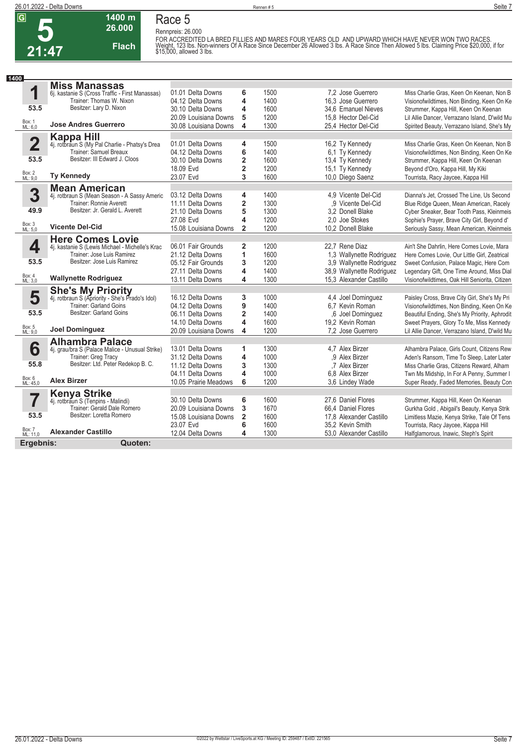**G** **5** **21:47** | **1400 m** **26.000** **Flach**

# Race 5

Rennpreis: 26.000

FOR ACCREDITED LA BRED FILLIES AND MARES FOUR YEARS OLD AND UPWARD WHICH HAVE NEVER WON TWO RACES. Weight, 123 lbs. Non-winners Of A Race Since December 26 Allowed 3 lbs. A Race Since Then Allowed 5 lbs. Claiming Price $20,000, if for $15,000, allowed 3 lbs.

**1400**

| Nr. | Pferd | Datum / Bahn | Pl. | Distanz | Quote / Jockey | Einlauf |
|---|---|---|---|---|---|---|
| **1** | **Miss Manassas** | 01.01 Delta Downs | 6 | 1500 | 7,2 Jose Guerrero | Miss Charlie Gras, Keen On Keenan, Non B |
| | 6j. kastanie S (Cross Traffic - First Manassas) | 04.12 Delta Downs | 4 | 1400 | 16,3 Jose Guerrero | Visionofwildtimes, Non Binding, Keen On Ke |
| **53.5** | Trainer: Thomas W. Nixon / Besitzer: Lary D. Nixon | 30.10 Delta Downs | 4 | 1600 | 34,6 Emanuel Nieves | Strummer, Kappa Hill, Keen On Keenan |
| Box: 1 ML: 6,0 | | 20.09 Louisiana Downs | 5 | 1200 | 15,8 Hector Del-Cid | Lil Allie Dancer, Verrazano Island, D'wild Mu |
| | **Jose Andres Guerrero** | 30.08 Louisiana Downs | 4 | 1300 | 25,4 Hector Del-Cid | Spirited Beauty, Verrazano Island, She's My |
| **2** | **Kappa Hill** | 01.01 Delta Downs | 4 | 1500 | 16,2 Ty Kennedy | Miss Charlie Gras, Keen On Keenan, Non B |
| | 4j. rotbraun S (My Pal Charlie - Phatsy's Drea | 04.12 Delta Downs | 6 | 1400 | 6,1 Ty Kennedy | Visionofwildtimes, Non Binding, Keen On Ke |
| **53.5** | Trainer: Samuel Breaux / Besitzer: III Edward J. Cloos | 30.10 Delta Downs | 2 | 1600 | 13,4 Ty Kennedy | Strummer, Kappa Hill, Keen On Keenan |
| Box: 2 ML: 9,0 | | 18.09 Evd | 2 | 1200 | 15,1 Ty Kennedy | Beyond d'Oro, Kappa Hill, My Kiki |
| | **Ty Kennedy** | 23.07 Evd | 3 | 1600 | 10,0 Diego Saenz | Tourrista, Racy Jaycee, Kappa Hill |
| **3** | **Mean American** | 03.12 Delta Downs | 4 | 1400 | 4,9 Vicente Del-Cid | Dianna's Jet, Crossed The Line, Us Second |
| | 4j. rotbraun S (Mean Season - A Sassy Americ | 11.11 Delta Downs | 2 | 1300 | ,9 Vicente Del-Cid | Blue Ridge Queen, Mean American, Racely |
| **49.9** | Trainer: Ronnie Averett / Besitzer: Jr. Gerald L. Averett | 21.10 Delta Downs | 5 | 1300 | 3,2 Donell Blake | Cyber Sneaker, Bear Tooth Pass, Kleinmeis |
| Box: 3 ML: 5,0 | | 27.08 Evd | 4 | 1200 | 2,0 Joe Stokes | Sophie's Prayer, Brave City Girl, Beyond d' |
| | **Vicente Del-Cid** | 15.08 Louisiana Downs | 2 | 1200 | 10,2 Donell Blake | Seriously Sassy, Mean American, Kleinmeis |
| **4** | **Here Comes Lovie** | 06.01 Fair Grounds | 2 | 1200 | 22,7 Rene Diaz | Ain't She Dahrlin, Here Comes Lovie, Mara |
| | 4j. kastanie S (Lewis Michael - Michelle's Krac | 21.12 Delta Downs | 1 | 1600 | 1,3 Wallynette Rodriguez | Here Comes Lovie, Our Little Girl, Zeatrical |
| **53.5** | Trainer: Jose Luis Ramirez / Besitzer: Jose Luis Ramirez | 05.12 Fair Grounds | 3 | 1200 | 3,9 Wallynette Rodriguez | Sweet Confusion, Palace Magic, Here Com |
| Box: 4 ML: 3,0 | | 27.11 Delta Downs | 4 | 1400 | 38,9 Wallynette Rodriguez | Legendary Gift, One Time Around, Miss Dial |
| | **Wallynette Rodriguez** | 13.11 Delta Downs | 4 | 1300 | 15,3 Alexander Castillo | Visionofwildtimes, Oak Hill Seniorita, Citizen |
| **5** | **She's My Priority** | 16.12 Delta Downs | 3 | 1000 | 4,4 Joel Dominguez | Paisley Cross, Brave City Girl, She's My Pri |
| | 4j. rotbraun S (Apriority - She's Prado's Idol) | 04.12 Delta Downs | 9 | 1400 | 6,7 Kevin Roman | Visionofwildtimes, Non Binding, Keen On Ke |
| **53.5** | Trainer: Garland Goins / Besitzer: Garland Goins | 06.11 Delta Downs | 2 | 1400 | ,6 Joel Dominguez | Beautiful Ending, She's My Priority, Aphrodit |
| Box: 5 ML: 9,0 | | 14.10 Delta Downs | 4 | 1600 | 19,2 Kevin Roman | Sweet Prayers, Glory To Me, Miss Kennedy |
| | **Joel Dominguez** | 20.09 Louisiana Downs | 4 | 1200 | 7,2 Jose Guerrero | Lil Allie Dancer, Verrazano Island, D'wild Mu |
| **6** | **Alhambra Palace** | 13.01 Delta Downs | 1 | 1300 | 4,7 Alex Birzer | Alhambra Palace, Girls Count, Citizens Rew |
| | 4j. grau/bra S (Palace Malice - Unusual Strike) | 31.12 Delta Downs | 4 | 1000 | ,9 Alex Birzer | Aden's Ransom, Time To Sleep, Later Later |
| **55.8** | Trainer: Greg Tracy / Besitzer: Ltd. Peter Redekop B. C. | 11.12 Delta Downs | 3 | 1300 | ,7 Alex Birzer | Miss Charlie Gras, Citizens Reward, Alham |
| Box: 6 ML: 45,0 | | 04.11 Delta Downs | 4 | 1000 | 6,8 Alex Birzer | Twn Ms Midship, In For A Penny, Summer I |
| | **Alex Birzer** | 10.05 Prairie Meadows | 6 | 1200 | 3,6 Lindey Wade | Super Ready, Faded Memories, Beauty Con |
| **7** | **Kenya Strike** | 30.10 Delta Downs | 6 | 1600 | 27,6 Daniel Flores | Strummer, Kappa Hill, Keen On Keenan |
| | 4j. rotbraun S (Tenpins - Malindi) | 20.09 Louisiana Downs | 3 | 1670 | 66,4 Daniel Flores | Gurkha Gold, Abigail's Beauty, Kenya Strik |
| **53.5** | Trainer: Gerald Dale Romero / Besitzer: Loretta Romero | 15.08 Louisiana Downs | 2 | 1600 | 17,8 Alexander Castillo | Limitless Mazie, Kenya Strike, Tale Of Tens |
| Box: 7 ML: 11,0 | | 23.07 Evd | 6 | 1600 | 35,2 Kevin Smith | Tourrista, Racy Jaycee, Kappa Hill |
| | **Alexander Castillo** | 12.04 Delta Downs | 4 | 1300 | 53,0 Alexander Castillo | Halfglamorous, Inawic, Steph's Spirit |

**Ergebnis:** **Quoten:**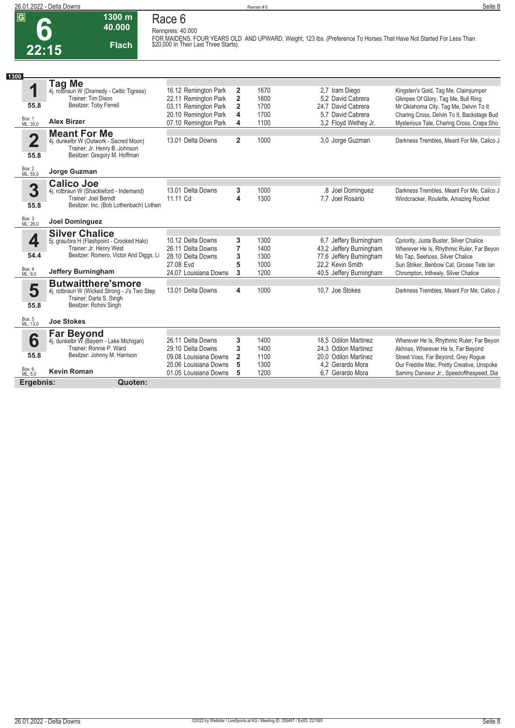# Race 6

**6** — 22:15 — 1300 m — 40.000 — Flach

Rennpreis: 40.000

FOR MAIDENS, FOUR YEARS OLD AND UPWARD. Weight, 123 lbs. (Preference To Horses That Have Not Started For Less Than $20,000 In Their Last Three Starts).

**1300**

## 1 Tag Me
4j. rotbraun W (Dramedy - Celtic Tigress)
Trainer: Tim Dixon
Besitzer: Toby Ferrell
55.8
Box: 1 ML: 35,0
**Alex Birzer**

| Datum | Platz | Distanz | Quote / Jockey | Einlauf |
|---|---|---|---|---|
| 16.12 Remington Park | 2 | 1670 | 2,7 Iram Diego | Kingsten's Gold, Tag Me, Claimjumper |
| 22.11 Remington Park | 2 | 1600 | 5,2 David Cabrera | Glimpse Of Glory, Tag Me, Bull Ring |
| 03.11 Remington Park | 2 | 1700 | 24,7 David Cabrera | Mr Oklahoma City, Tag Me, Delvin To It |
| 20.10 Remington Park | 4 | 1700 | 5,7 David Cabrera | Charing Cross, Delvin To It, Backstage Bud |
| 07.10 Remington Park | 4 | 1100 | 3,2 Floyd Wethey Jr. | Mysterious Tale, Charing Cross, Craps Sho |

## 2 Meant For Me
4j. dunkelbr W (Outwork - Sacred Moon)
Trainer: Jr. Henry B. Johnson
Besitzer: Gregory M. Hoffman
55.8
Box: 2 ML: 55,0
**Jorge Guzman**

| Datum | Platz | Distanz | Quote / Jockey | Einlauf |
|---|---|---|---|---|
| 13.01 Delta Downs | 2 | 1000 | 3,0 Jorge Guzman | Darkness Trembles, Meant For Me, Calico J |

## 3 Calico Joe
4j. rotbraun W (Shackleford - Indemand)
Trainer: Joel Berndt
Besitzer: Inc. (Bob Lothenbach) Lothen
55.8
Box: 3 ML: 26,0
**Joel Dominguez**

| Datum | Platz | Distanz | Quote / Jockey | Einlauf |
|---|---|---|---|---|
| 13.01 Delta Downs | 3 | 1000 | ,8 Joel Dominguez | Darkness Trembles, Meant For Me, Calico J |
| 11.11 Cd | 4 | 1300 | 7,7 Joel Rosario | Windcracker, Roulette, Amazing Rocket |

## 4 Silver Chalice
5j. grau/bra H (Flashpoint - Crooked Halo)
Trainer: Jr. Henry West
Besitzer: Romero, Victor And Diggs, Li
54.4
Box: 4 ML: 9,0
**Jeffery Burningham**

| Datum | Platz | Distanz | Quote / Jockey | Einlauf |
|---|---|---|---|---|
| 10.12 Delta Downs | 3 | 1300 | 6,7 Jeffery Burningham | Cpriority, Justa Buster, Silver Chalice |
| 26.11 Delta Downs | 7 | 1400 | 43,2 Jeffery Burningham | Wherever He Is, Rhythmic Ruler, Far Beyon |
| 28.10 Delta Downs | 3 | 1300 | 77,6 Jeffery Burningham | Mo Tap, Seehoss, Silver Chalice |
| 27.08 Evd | 5 | 1000 | 22,2 Kevin Smith | Sun Striker, Benbow Cat, Grosse Tete Ian |
| 24.07 Louisiana Downs | 3 | 1200 | 40,5 Jeffery Burningham | Chrompton, Inthealy, Silver Chalice |

## 5 Butwaitthere'smore
4j. rotbraun W (Wicked Strong - J's Two Step
Trainer: Darla S. Singh
Besitzer: Rohini Singh
55.8
Box: 5 ML: 13,0
**Joe Stokes**

| Datum | Platz | Distanz | Quote / Jockey | Einlauf |
|---|---|---|---|---|
| 13.01 Delta Downs | 4 | 1000 | 10,7 Joe Stokes | Darkness Trembles, Meant For Me, Calico J |

## 6 Far Beyond
4j. dunkelbr W (Bayern - Lake Michigan)
Trainer: Ronnie P. Ward
Besitzer: Johnny M. Harrison
55.8
Box: 6 ML: 5,0
**Kevin Roman**

| Datum | Platz | Distanz | Quote / Jockey | Einlauf |
|---|---|---|---|---|
| 26.11 Delta Downs | 3 | 1400 | 18,5 Odilon Martinez | Wherever He Is, Rhythmic Ruler, Far Beyon |
| 29.10 Delta Downs | 3 | 1400 | 24,3 Odilon Martinez | Akhnas, Wherever He Is, Far Beyond |
| 09.08 Louisiana Downs | 2 | 1100 | 20,0 Odilon Martinez | Street Voss, Far Beyond, Grey Rogue |
| 20.06 Louisiana Downs | 5 | 1300 | 4,2 Gerardo Mora | Our Freddie Mac, Pretty Creative, Unspoke |
| 01.05 Louisiana Downs | 5 | 1200 | 6,7 Gerardo Mora | Sammy Danseur Jr., Speedofthespeed, Dia |

**Ergebnis:** **Quoten:**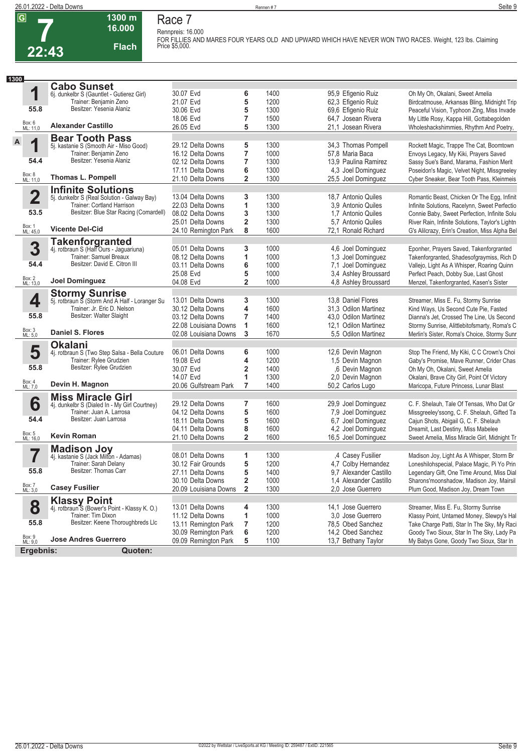G **7** 22:43 — 1300 m 16.000 Flach

# Race 7

Rennpreis: 16.000

FOR FILLIES AND MARES FOUR YEARS OLD AND UPWARD WHICH HAVE NEVER WON TWO RACES. Weight, 123 lbs. Claiming Price $5,000.

**1300**

## 1 Cabo Sunset
6j. dunkelbr S (Gauntlet - Gutierez Girl)
Trainer: Benjamin Zeno
Besitzer: Yesenia Alaniz
55.8
Box: 6 ML: 11,0
**Alexander Castillo**

| Datum | Bahn | Platz | Distanz | Quote / Jockey | Einlauf |
|---|---|---|---|---|---|
| 30.07 | Evd | 6 | 1400 | 95,9 Efigenio Ruiz | Oh My Oh, Okalani, Sweet Amelia |
| 21.07 | Evd | 5 | 1200 | 62,3 Efigenio Ruiz | Birdcatmouse, Arkansas Bling, Midnight Trip |
| 30.06 | Evd | 5 | 1300 | 69,6 Efigenio Ruiz | Peaceful Vision, Typhoon Zing, Miss Invade |
| 18.06 | Evd | 7 | 1500 | 64,7 Josean Rivera | My Little Rosy, Kappa Hill, Gottabegolden |
| 26.05 | Evd | 5 | 1300 | 21,1 Josean Rivera | Wholeshackshimmies, Rhythm And Poetry, |

## A 1 Bear Tooth Pass
5j. kastanie S (Smooth Air - Miso Good)
Trainer: Benjamin Zeno
Besitzer: Yesenia Alaniz
54.4
Box: 8 ML: 11,0
**Thomas L. Pompell**

| Datum | Bahn | Platz | Distanz | Quote / Jockey | Einlauf |
|---|---|---|---|---|---|
| 29.12 | Delta Downs | 5 | 1300 | 34,3 Thomas Pompell | Rockett Magic, Trappe The Cat, Boomtown |
| 16.12 | Delta Downs | 7 | 1000 | 57,8 Maria Baca | Envoys Legacy, My Kiki, Prayers Saved |
| 02.12 | Delta Downs | 7 | 1300 | 13,9 Paulina Ramirez | Sassy Sue's Band, Marama, Fashion Merit |
| 17.11 | Delta Downs | 6 | 1300 | 4,3 Joel Dominguez | Poseidon's Magic, Velvet Night, Missgreeley |
| 21.10 | Delta Downs | 2 | 1300 | 25,5 Joel Dominguez | Cyber Sneaker, Bear Tooth Pass, Kleinmeis |

## 2 Infinite Solutions
5j. dunkelbr S (Real Solution - Galway Bay)
Trainer: Cortland Harrison
Besitzer: Blue Star Racing (Comardell)
53.5
Box: 1 ML: 45,0
**Vicente Del-Cid**

| Datum | Bahn | Platz | Distanz | Quote / Jockey | Einlauf |
|---|---|---|---|---|---|
| 13.04 | Delta Downs | 3 | 1300 | 18,7 Antonio Quiles | Romantic Beast, Chicken Or The Egg, Infinit |
| 22.03 | Delta Downs | 1 | 1300 | 3,9 Antonio Quiles | Infinite Solutions, Racelynn, Sweet Perfectio |
| 08.02 | Delta Downs | 3 | 1300 | 1,7 Antonio Quiles | Connie Baby, Sweet Perfection, Infinite Solu |
| 25.01 | Delta Downs | 2 | 1300 | 5,7 Antonio Quiles | River Rain, Infinite Solutions, Taylor's Lightn |
| 24.10 | Remington Park | 8 | 1600 | 72,1 Ronald Richard | G's Alilcrazy, Erin's Creation, Miss Alpha Bel |

## 3 Takenforgranted
4j. rotbraun S (Half Ours - Jaguariuna)
Trainer: Samuel Breaux
Besitzer: David E. Citron III
54.4
Box: 2 ML: 13,0
**Joel Dominguez**

| Datum | Bahn | Platz | Distanz | Quote / Jockey | Einlauf |
|---|---|---|---|---|---|
| 05.01 | Delta Downs | 3 | 1000 | 4,6 Joel Dominguez | Eponher, Prayers Saved, Takenforgranted |
| 08.12 | Delta Downs | 1 | 1000 | 1,3 Joel Dominguez | Takenforgranted, Shadesofgraymiss, Rich D |
| 03.11 | Delta Downs | 6 | 1000 | 7,1 Joel Dominguez | Vallejo, Light As A Whisper, Roaring Quinn |
| 25.08 | Evd | 5 | 1000 | 3,4 Ashley Broussard | Perfect Peach, Dobby Sue, Last Ghost |
| 04.08 | Evd | 2 | 1000 | 4,8 Ashley Broussard | Menzel, Takenforgranted, Kasen's Sister |

## 4 Stormy Sunrise
5j. rotbraun S (Storm And A Half - Loranger Su
Trainer: Jr. Eric D. Nelson
Besitzer: Walter Slaight
55.8
Box: 3 ML: 5,0
**Daniel S. Flores**

| Datum | Bahn | Platz | Distanz | Quote / Jockey | Einlauf |
|---|---|---|---|---|---|
| 13.01 | Delta Downs | 3 | 1300 | 13,8 Daniel Flores | Streamer, Miss E. Fu, Stormy Sunrise |
| 30.12 | Delta Downs | 4 | 1600 | 31,3 Odilon Martinez | Kind Ways, Us Second Cute Pie, Fasted |
| 03.12 | Delta Downs | 7 | 1400 | 43,0 Odilon Martinez | Dianna's Jet, Crossed The Line, Us Second |
| 22.08 | Louisiana Downs | 1 | 1600 | 12,1 Odilon Martinez | Stormy Sunrise, Alittlebitofsmarty, Roma's C |
| 02.08 | Louisiana Downs | 3 | 1670 | 5,5 Odilon Martinez | Merlin's Sister, Roma's Choice, Stormy Sunr |

## 5 Okalani
4j. rotbraun S (Two Step Salsa - Bella Couture
Trainer: Rylee Grudzien
Besitzer: Rylee Grudzien
55.8
Box: 4 ML: 7,0
**Devin H. Magnon**

| Datum | Bahn | Platz | Distanz | Quote / Jockey | Einlauf |
|---|---|---|---|---|---|
| 06.01 | Delta Downs | 6 | 1000 | 12,6 Devin Magnon | Stop The Friend, My Kiki, C C Crown's Choi |
| 19.08 | Evd | 4 | 1200 | 1,5 Devin Magnon | Gaby's Promise, Mave Runner, Crider Chas |
| 30.07 | Evd | 2 | 1400 | ,6 Devin Magnon | Oh My Oh, Okalani, Sweet Amelia |
| 14.07 | Evd | 1 | 1300 | 2,0 Devin Magnon | Okalani, Brave City Girl, Point Of Victory |
| 20.06 | Gulfstream Park | 7 | 1400 | 50,2 Carlos Lugo | Maricopa, Future Princess, Lunar Blast |

## 6 Miss Miracle Girl
4j. dunkelbr S (Dialed In - My Girl Courtney)
Trainer: Juan A. Larrosa
Besitzer: Juan Larrosa
54.4
Box: 5 ML: 16,0
**Kevin Roman**

| Datum | Bahn | Platz | Distanz | Quote / Jockey | Einlauf |
|---|---|---|---|---|---|
| 29.12 | Delta Downs | 7 | 1600 | 29,9 Joel Dominguez | C. F. Shelauh, Tale Of Tensas, Who Dat Gr |
| 04.12 | Delta Downs | 5 | 1600 | 7,9 Joel Dominguez | Missgreeley'ssong, C. F. Shelauh, Gifted Ta |
| 18.11 | Delta Downs | 5 | 1600 | 6,7 Joel Dominguez | Cajun Shots, Abigail G, C. F. Shelauh |
| 04.11 | Delta Downs | 8 | 1600 | 4,2 Joel Dominguez | Dreamit, Last Destiny, Miss Mabelee |
| 21.10 | Delta Downs | 2 | 1600 | 16,5 Joel Dominguez | Sweet Amelia, Miss Miracle Girl, Midnight Tr |

## 7 Madison Joy
4j. kastanie S (Jack Milton - Adamas)
Trainer: Sarah Delany
Besitzer: Thomas Carr
55.8
Box: 7 ML: 3,0
**Casey Fusilier**

| Datum | Bahn | Platz | Distanz | Quote / Jockey | Einlauf |
|---|---|---|---|---|---|
| 08.01 | Delta Downs | 1 | 1300 | ,4 Casey Fusilier | Madison Joy, Light As A Whisper, Storm Br |
| 30.12 | Fair Grounds | 5 | 1200 | 4,7 Colby Hernandez | Loneshilohspecial, Palace Magic, Pi Yo Prin |
| 27.11 | Delta Downs | 5 | 1400 | 9,7 Alexander Castillo | Legendary Gift, One Time Around, Miss Dial |
| 30.10 | Delta Downs | 2 | 1000 | 1,4 Alexander Castillo | Sharons'moonshadow, Madison Joy, Mairsil |
| 20.09 | Louisiana Downs | 2 | 1300 | 2,0 Jose Guerrero | Plum Good, Madison Joy, Dream Town |

## 8 Klassy Point
4j. rotbraun S (Bower's Point - Klassy K. O.)
Trainer: Tim Dixon
Besitzer: Keene Thoroughbreds Llc
55.8
Box: 9 ML: 9,0
**Jose Andres Guerrero**

| Datum | Bahn | Platz | Distanz | Quote / Jockey | Einlauf |
|---|---|---|---|---|---|
| 13.01 | Delta Downs | 4 | 1300 | 14,1 Jose Guerrero | Streamer, Miss E. Fu, Stormy Sunrise |
| 11.12 | Delta Downs | 1 | 1000 | 3,0 Jose Guerrero | Klassy Point, Untamed Money, Slewpy's Hal |
| 13.11 | Remington Park | 7 | 1200 | 78,5 Obed Sanchez | Take Charge Patti, Star In The Sky, My Raci |
| 30.09 | Remington Park | 6 | 1200 | 14,2 Obed Sanchez | Goody Two Sioux, Star In The Sky, Lady Pa |
| 09.09 | Remington Park | 5 | 1100 | 13,7 Bethany Taylor | My Babys Gone, Goody Two Sioux, Star In |

**Ergebnis:** **Quoten:**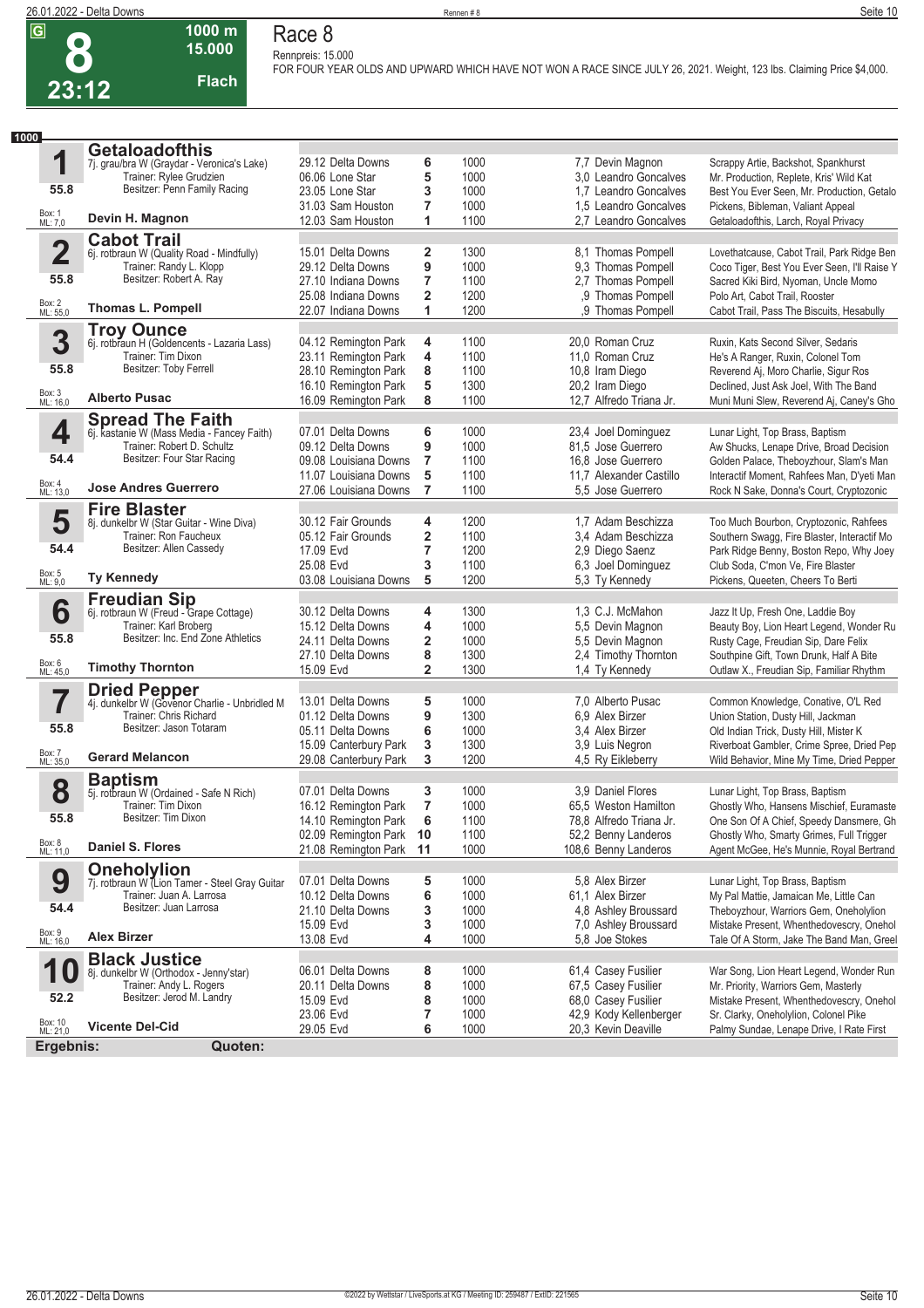# Race 8

**8** — 23:12 — 1000 m — 15.000 — Flach

Rennpreis: 15.000

FOR FOUR YEAR OLDS AND UPWARD WHICH HAVE NOT WON A RACE SINCE JULY 26, 2021. Weight, 123 lbs. Claiming Price $4,000.

**1000**

## 1 Getaloadofthis
7j. grau/bra W (Graydar - Veronica's Lake)
Trainer: Rylee Grudzien
Besitzer: Penn Family Racing
55.8 — Box: 1 — ML: 7,0
**Devin H. Magnon**

| Datum | Bahn | Platz | Distanz | Quote | Jockey | Einlauf |
|---|---|---|---|---|---|---|
| 29.12 | Delta Downs | 6 | 1000 | 7,7 | Devin Magnon | Scrappy Artie, Backshot, Spankhurst |
| 06.06 | Lone Star | 5 | 1000 | 3,0 | Leandro Goncalves | Mr. Production, Replete, Kris' Wild Kat |
| 23.05 | Lone Star | 3 | 1000 | 1,7 | Leandro Goncalves | Best You Ever Seen, Mr. Production, Getalo |
| 31.03 | Sam Houston | 7 | 1000 | 1,5 | Leandro Goncalves | Pickens, Bibleman, Valiant Appeal |
| 12.03 | Sam Houston | 1 | 1100 | 2,7 | Leandro Goncalves | Getaloadofthis, Larch, Royal Privacy |

## 2 Cabot Trail
6j. rotbraun W (Quality Road - Mindfully)
Trainer: Randy L. Klopp
Besitzer: Robert A. Ray
55.8 — Box: 2 — ML: 55,0
**Thomas L. Pompell**

| Datum | Bahn | Platz | Distanz | Quote | Jockey | Einlauf |
|---|---|---|---|---|---|---|
| 15.01 | Delta Downs | 2 | 1300 | 8,1 | Thomas Pompell | Lovethatcause, Cabot Trail, Park Ridge Ben |
| 29.12 | Delta Downs | 9 | 1000 | 9,3 | Thomas Pompell | Coco Tiger, Best You Ever Seen, I'll Raise Y |
| 27.10 | Indiana Downs | 7 | 1100 | 2,7 | Thomas Pompell | Sacred Kiki Bird, Nyoman, Uncle Momo |
| 25.08 | Indiana Downs | 2 | 1200 | ,9 | Thomas Pompell | Polo Art, Cabot Trail, Rooster |
| 22.07 | Indiana Downs | 1 | 1200 | ,9 | Thomas Pompell | Cabot Trail, Pass The Biscuits, Hesabully |

## 3 Troy Ounce
6j. rotbraun H (Goldencents - Lazaria Lass)
Trainer: Tim Dixon
Besitzer: Toby Ferrell
55.8 — Box: 3 — ML: 16,0
**Alberto Pusac**

| Datum | Bahn | Platz | Distanz | Quote | Jockey | Einlauf |
|---|---|---|---|---|---|---|
| 04.12 | Remington Park | 4 | 1100 | 20,0 | Roman Cruz | Ruxin, Kats Second Silver, Sedaris |
| 23.11 | Remington Park | 4 | 1100 | 11,0 | Roman Cruz | He's A Ranger, Ruxin, Colonel Tom |
| 28.10 | Remington Park | 8 | 1100 | 10,8 | Iram Diego | Reverend Aj, Moro Charlie, Sigur Ros |
| 16.10 | Remington Park | 5 | 1300 | 20,2 | Iram Diego | Declined, Just Ask Joel, With The Band |
| 16.09 | Remington Park | 8 | 1100 | 12,7 | Alfredo Triana Jr. | Muni Muni Slew, Reverend Aj, Caney's Gho |

## 4 Spread The Faith
6j. kastanie W (Mass Media - Fancey Faith)
Trainer: Robert D. Schultz
Besitzer: Four Star Racing
54.4 — Box: 4 — ML: 13,0
**Jose Andres Guerrero**

| Datum | Bahn | Platz | Distanz | Quote | Jockey | Einlauf |
|---|---|---|---|---|---|---|
| 07.01 | Delta Downs | 6 | 1000 | 23,4 | Joel Dominguez | Lunar Light, Top Brass, Baptism |
| 09.12 | Delta Downs | 9 | 1000 | 81,5 | Jose Guerrero | Aw Shucks, Lenape Drive, Broad Decision |
| 09.08 | Louisiana Downs | 7 | 1100 | 16,8 | Jose Guerrero | Golden Palace, Theboyzhour, Slam's Man |
| 11.07 | Louisiana Downs | 5 | 1100 | 11,7 | Alexander Castillo | Interactif Moment, Rahfees Man, D'yeti Man |
| 27.06 | Louisiana Downs | 7 | 1100 | 5,5 | Jose Guerrero | Rock N Sake, Donna's Court, Cryptozonic |

## 5 Fire Blaster
8j. dunkelbr W (Star Guitar - Wine Diva)
Trainer: Ron Faucheux
Besitzer: Allen Cassedy
54.4 — Box: 5 — ML: 9,0
**Ty Kennedy**

| Datum | Bahn | Platz | Distanz | Quote | Jockey | Einlauf |
|---|---|---|---|---|---|---|
| 30.12 | Fair Grounds | 4 | 1200 | 1,7 | Adam Beschizza | Too Much Bourbon, Cryptozonic, Rahfees |
| 05.12 | Fair Grounds | 2 | 1100 | 3,4 | Adam Beschizza | Southern Swagg, Fire Blaster, Interactif Mo |
| 17.09 | Evd | 7 | 1200 | 2,9 | Diego Saenz | Park Ridge Benny, Boston Repo, Why Joey |
| 25.08 | Evd | 3 | 1100 | 6,3 | Joel Dominguez | Club Soda, C'mon Ve, Fire Blaster |
| 03.08 | Louisiana Downs | 5 | 1200 | 5,3 | Ty Kennedy | Pickens, Queeten, Cheers To Berti |

## 6 Freudian Sip
6j. rotbraun W (Freud - Grape Cottage)
Trainer: Karl Broberg
Besitzer: Inc. End Zone Athletics
55.8 — Box: 6 — ML: 45,0
**Timothy Thornton**

| Datum | Bahn | Platz | Distanz | Quote | Jockey | Einlauf |
|---|---|---|---|---|---|---|
| 30.12 | Delta Downs | 4 | 1300 | 1,3 | C.J. McMahon | Jazz It Up, Fresh One, Laddie Boy |
| 15.12 | Delta Downs | 4 | 1000 | 5,5 | Devin Magnon | Beauty Boy, Lion Heart Legend, Wonder Ru |
| 24.11 | Delta Downs | 2 | 1000 | 5,5 | Devin Magnon | Rusty Cage, Freudian Sip, Dare Felix |
| 27.10 | Delta Downs | 8 | 1300 | 2,4 | Timothy Thornton | Southpine Gift, Town Drunk, Half A Bite |
| 15.09 | Evd | 2 | 1300 | 1,4 | Ty Kennedy | Outlaw X., Freudian Sip, Familiar Rhythm |

## 7 Dried Pepper
4j. dunkelbr W (Govenor Charlie - Unbridled M
Trainer: Chris Richard
Besitzer: Jason Totaram
55.8 — Box: 7 — ML: 35,0
**Gerard Melancon**

| Datum | Bahn | Platz | Distanz | Quote | Jockey | Einlauf |
|---|---|---|---|---|---|---|
| 13.01 | Delta Downs | 5 | 1000 | 7,0 | Alberto Pusac | Common Knowledge, Conative, O'L Red |
| 01.12 | Delta Downs | 9 | 1300 | 6,9 | Alex Birzer | Union Station, Dusty Hill, Jackman |
| 05.11 | Delta Downs | 6 | 1000 | 3,4 | Alex Birzer | Old Indian Trick, Dusty Hill, Mister K |
| 15.09 | Canterbury Park | 3 | 1300 | 3,9 | Luis Negron | Riverboat Gambler, Crime Spree, Dried Pep |
| 29.08 | Canterbury Park | 3 | 1200 | 4,5 | Ry Eikleberry | Wild Behavior, Mine My Time, Dried Pepper |

## 8 Baptism
5j. rotbraun W (Ordained - Safe N Rich)
Trainer: Tim Dixon
Besitzer: Tim Dixon
55.8 — Box: 8 — ML: 11,0
**Daniel S. Flores**

| Datum | Bahn | Platz | Distanz | Quote | Jockey | Einlauf |
|---|---|---|---|---|---|---|
| 07.01 | Delta Downs | 3 | 1000 | 3,9 | Daniel Flores | Lunar Light, Top Brass, Baptism |
| 16.12 | Remington Park | 7 | 1000 | 65,5 | Weston Hamilton | Ghostly Who, Hansens Mischief, Euramaste |
| 14.10 | Remington Park | 6 | 1100 | 78,8 | Alfredo Triana Jr. | One Son Of A Chief, Speedy Dansmere, Gh |
| 02.09 | Remington Park | 10 | 1100 | 52,2 | Benny Landeros | Ghostly Who, Smarty Grimes, Full Trigger |
| 21.08 | Remington Park | 11 | 1000 | 108,6 | Benny Landeros | Agent McGee, He's Munnie, Royal Bertrand |

## 9 Oneholylion
7j. rotbraun W (Lion Tamer - Steel Gray Guitar
Trainer: Juan A. Larrosa
Besitzer: Juan Larrosa
54.4 — Box: 9 — ML: 16,0
**Alex Birzer**

| Datum | Bahn | Platz | Distanz | Quote | Jockey | Einlauf |
|---|---|---|---|---|---|---|
| 07.01 | Delta Downs | 5 | 1000 | 5,8 | Alex Birzer | Lunar Light, Top Brass, Baptism |
| 10.12 | Delta Downs | 6 | 1000 | 61,1 | Alex Birzer | My Pal Mattie, Jamaican Me, Little Can |
| 21.10 | Delta Downs | 3 | 1000 | 4,8 | Ashley Broussard | Theboyzhour, Warriors Gem, Oneholylion |
| 15.09 | Evd | 3 | 1000 | 7,0 | Ashley Broussard | Mistake Present, Whenthedovescry, Onehol |
| 13.08 | Evd | 4 | 1000 | 5,8 | Joe Stokes | Tale Of A Storm, Jake The Band Man, Greel |

## 10 Black Justice
8j. dunkelbr W (Orthodox - Jenny'star)
Trainer: Andy L. Rogers
Besitzer: Jerod M. Landry
52.2 — Box: 10 — ML: 21,0
**Vicente Del-Cid**

| Datum | Bahn | Platz | Distanz | Quote | Jockey | Einlauf |
|---|---|---|---|---|---|---|
| 06.01 | Delta Downs | 8 | 1000 | 61,4 | Casey Fusilier | War Song, Lion Heart Legend, Wonder Run |
| 20.11 | Delta Downs | 8 | 1000 | 67,5 | Casey Fusilier | Mr. Priority, Warriors Gem, Masterly |
| 15.09 | Evd | 8 | 1000 | 68,0 | Casey Fusilier | Mistake Present, Whenthedovescry, Onehol |
| 23.06 | Evd | 7 | 1000 | 42,9 | Kody Kellenberger | Sr. Clarky, Oneholylion, Colonel Pike |
| 29.05 | Evd | 6 | 1000 | 20,3 | Kevin Deaville | Palmy Sundae, Lenape Drive, I Rate First |

**Ergebnis:** **Quoten:**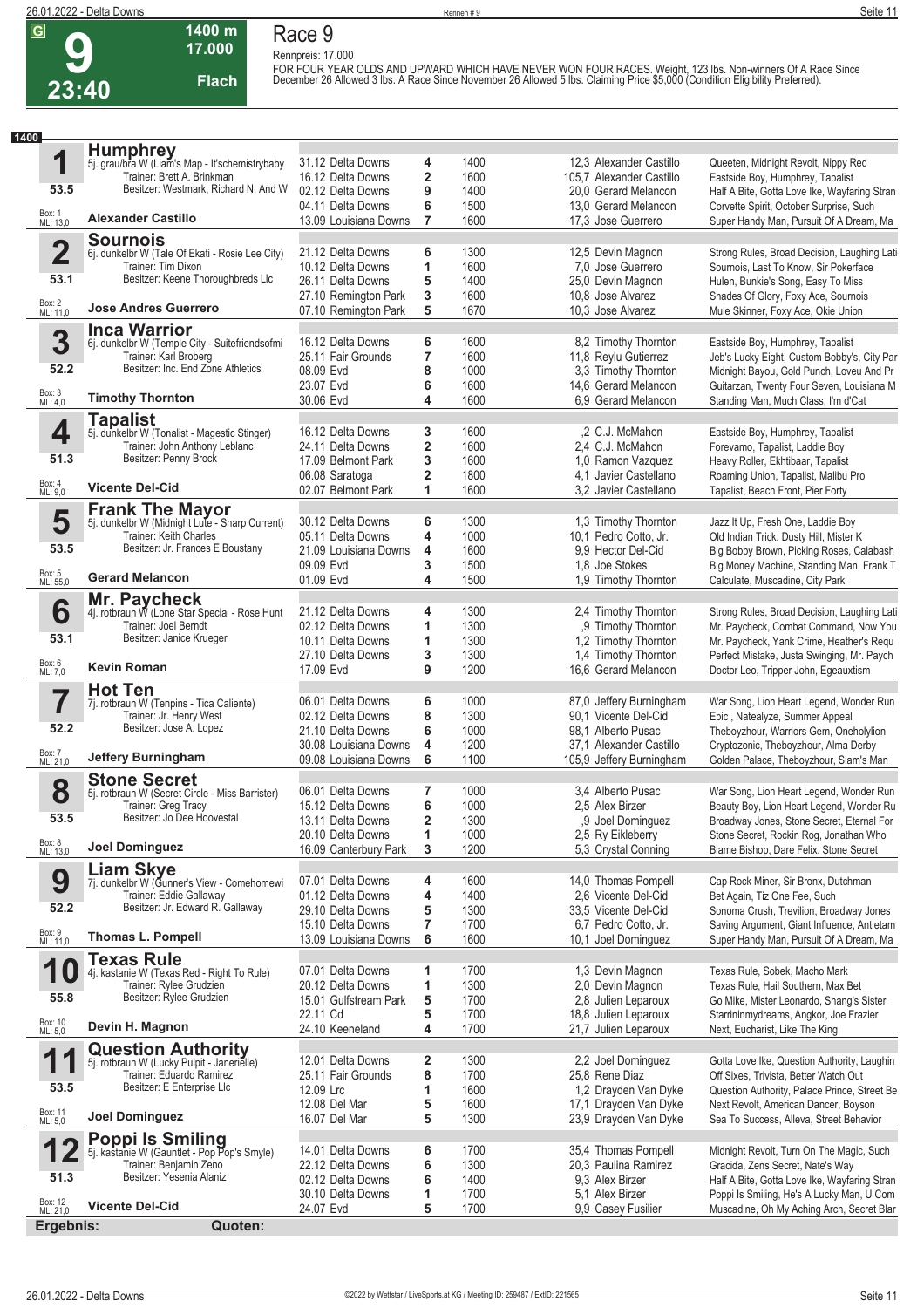# Race 9

**G** | **9** | **23:40** | 1400 m | 17.000 | Flach

Rennpreis: 17.000

FOR FOUR YEAR OLDS AND UPWARD WHICH HAVE NEVER WON FOUR RACES. Weight, 123 lbs. Non-winners Of A Race Since December 26 Allowed 3 lbs. A Race Since November 26 Allowed 5 lbs. Claiming Price $5,000 (Condition Eligibility Preferred).

**1400**

## 1 Humphrey
5j. grau/bra W (Liam's Map - It'schemistrybaby)
Trainer: Brett A. Brinkman
Besitzer: Westmark, Richard N. And W
53.5
Box: 1 ML: 13,0
**Alexander Castillo**

| | | | | | |
|---|---|---|---|---|---|
| 31.12 | Delta Downs | 4 | 1400 | 12,3 Alexander Castillo | Queeten, Midnight Revolt, Nippy Red |
| 16.12 | Delta Downs | 2 | 1600 | 105,7 Alexander Castillo | Eastside Boy, Humphrey, Tapalist |
| 02.12 | Delta Downs | 9 | 1400 | 20,0 Gerard Melancon | Half A Bite, Gotta Love Ike, Wayfaring Stran |
| 04.11 | Delta Downs | 6 | 1500 | 13,0 Gerard Melancon | Corvette Spirit, October Surprise, Such |
| 13.09 | Louisiana Downs | 7 | 1600 | 17,3 Jose Guerrero | Super Handy Man, Pursuit Of A Dream, Ma |

## 2 Sournois
6j. dunkelbr W (Tale Of Ekati - Rosie Lee City)
Trainer: Tim Dixon
Besitzer: Keene Thoroughbreds Llc
53.1
Box: 2 ML: 11,0
**Jose Andres Guerrero**

| | | | | | |
|---|---|---|---|---|---|
| 21.12 | Delta Downs | 6 | 1300 | 12,5 Devin Magnon | Strong Rules, Broad Decision, Laughing Lati |
| 10.12 | Delta Downs | 1 | 1600 | 7,0 Jose Guerrero | Sournois, Last To Know, Sir Pokerface |
| 26.11 | Delta Downs | 5 | 1400 | 25,0 Devin Magnon | Hulen, Bunkie's Song, Easy To Miss |
| 27.10 | Remington Park | 3 | 1600 | 10,8 Jose Alvarez | Shades Of Glory, Foxy Ace, Sournois |
| 07.10 | Remington Park | 5 | 1670 | 10,3 Jose Alvarez | Mule Skinner, Foxy Ace, Okie Union |

## 3 Inca Warrior
6j. dunkelbr W (Temple City - Suitefriendsofmi)
Trainer: Karl Broberg
Besitzer: Inc. End Zone Athletics
52.2
Box: 3 ML: 4,0
**Timothy Thornton**

| | | | | | |
|---|---|---|---|---|---|
| 16.12 | Delta Downs | 6 | 1600 | 8,2 Timothy Thornton | Eastside Boy, Humphrey, Tapalist |
| 25.11 | Fair Grounds | 7 | 1600 | 11,8 Reylu Gutierrez | Jeb's Lucky Eight, Custom Bobby's, City Par |
| 08.09 | Evd | 8 | 1000 | 3,3 Timothy Thornton | Midnight Bayou, Gold Punch, Loveu And Pr |
| 23.07 | Evd | 6 | 1600 | 14,6 Gerard Melancon | Guitarzan, Twenty Four Seven, Louisiana M |
| 30.06 | Evd | 4 | 1600 | 6,9 Gerard Melancon | Standing Man, Much Class, I'm d'Cat |

## 4 Tapalist
5j. dunkelbr W (Tonalist - Magestic Stinger)
Trainer: John Anthony Leblanc
Besitzer: Penny Brock
51.3
Box: 4 ML: 9,0
**Vicente Del-Cid**

| | | | | | |
|---|---|---|---|---|---|
| 16.12 | Delta Downs | 3 | 1600 | ,2 C.J. McMahon | Eastside Boy, Humphrey, Tapalist |
| 24.11 | Delta Downs | 2 | 1600 | 2,4 C.J. McMahon | Forevamo, Tapalist, Laddie Boy |
| 17.09 | Belmont Park | 3 | 1600 | 1,0 Ramon Vazquez | Heavy Roller, Ekhtibaar, Tapalist |
| 06.08 | Saratoga | 2 | 1800 | 4,1 Javier Castellano | Roaming Union, Tapalist, Malibu Pro |
| 02.07 | Belmont Park | 1 | 1600 | 3,2 Javier Castellano | Tapalist, Beach Front, Pier Forty |

## 5 Frank The Mayor
5j. dunkelbr W (Midnight Lute - Sharp Current)
Trainer: Keith Charles
Besitzer: Jr. Frances E Boustany
53.5
Box: 5 ML: 55,0
**Gerard Melancon**

| | | | | | |
|---|---|---|---|---|---|
| 30.12 | Delta Downs | 6 | 1300 | 1,3 Timothy Thornton | Jazz It Up, Fresh One, Laddie Boy |
| 05.11 | Delta Downs | 4 | 1000 | 10,1 Pedro Cotto, Jr. | Old Indian Trick, Dusty Hill, Mister K |
| 21.09 | Louisiana Downs | 4 | 1600 | 9,9 Hector Del-Cid | Big Bobby Brown, Picking Roses, Calabash |
| 09.09 | Evd | 3 | 1500 | 1,8 Joe Stokes | Big Money Machine, Standing Man, Frank T |
| 01.09 | Evd | 4 | 1500 | 1,9 Timothy Thornton | Calculate, Muscadine, City Park |

## 6 Mr. Paycheck
4j. rotbraun W (Lone Star Special - Rose Hunt)
Trainer: Joel Berndt
Besitzer: Janice Krueger
53.1
Box: 6 ML: 7,0
**Kevin Roman**

| | | | | | |
|---|---|---|---|---|---|
| 21.12 | Delta Downs | 4 | 1300 | 2,4 Timothy Thornton | Strong Rules, Broad Decision, Laughing Lati |
| 02.12 | Delta Downs | 1 | 1300 | ,9 Timothy Thornton | Mr. Paycheck, Combat Command, Now You |
| 10.11 | Delta Downs | 1 | 1300 | 1,2 Timothy Thornton | Mr. Paycheck, Yank Crime, Heather's Requ |
| 27.10 | Delta Downs | 3 | 1300 | 1,4 Timothy Thornton | Perfect Mistake, Justa Swinging, Mr. Paych |
| 17.09 | Evd | 9 | 1200 | 16,6 Gerard Melancon | Doctor Leo, Tripper John, Egeauxtism |

## 7 Hot Ten
7j. rotbraun W (Tenpins - Tica Caliente)
Trainer: Jr. Henry West
Besitzer: Jose A. Lopez
52.2
Box: 7 ML: 21,0
**Jeffery Burningham**

| | | | | | |
|---|---|---|---|---|---|
| 06.01 | Delta Downs | 6 | 1000 | 87,0 Jeffery Burningham | War Song, Lion Heart Legend, Wonder Run |
| 02.12 | Delta Downs | 8 | 1300 | 90,1 Vicente Del-Cid | Epic , Natealyze, Summer Appeal |
| 21.10 | Delta Downs | 6 | 1000 | 98,1 Alberto Pusac | Theboyzhour, Warriors Gem, Oneholylion |
| 30.08 | Louisiana Downs | 4 | 1200 | 37,1 Alexander Castillo | Cryptozonic, Theboyzhour, Alma Derby |
| 09.08 | Louisiana Downs | 6 | 1100 | 105,9 Jeffery Burningham | Golden Palace, Theboyzhour, Slam's Man |

## 8 Stone Secret
5j. rotbraun W (Secret Circle - Miss Barrister)
Trainer: Greg Tracy
Besitzer: Jo Dee Hoovestal
53.5
Box: 8 ML: 13,0
**Joel Dominguez**

| | | | | | |
|---|---|---|---|---|---|
| 06.01 | Delta Downs | 7 | 1000 | 3,4 Alberto Pusac | War Song, Lion Heart Legend, Wonder Run |
| 15.12 | Delta Downs | 6 | 1000 | 2,5 Alex Birzer | Beauty Boy, Lion Heart Legend, Wonder Ru |
| 13.11 | Delta Downs | 2 | 1300 | ,9 Joel Dominguez | Broadway Jones, Stone Secret, Eternal For |
| 20.10 | Delta Downs | 1 | 1000 | 2,5 Ry Eikleberry | Stone Secret, Rockin Rog, Jonathan Who |
| 16.09 | Canterbury Park | 3 | 1200 | 5,3 Crystal Conning | Blame Bishop, Dare Felix, Stone Secret |

## 9 Liam Skye
7j. dunkelbr W (Gunner's View - Comehomewi)
Trainer: Eddie Gallaway
Besitzer: Jr. Edward R. Gallaway
52.2
Box: 9 ML: 11,0
**Thomas L. Pompell**

| | | | | | |
|---|---|---|---|---|---|
| 07.01 | Delta Downs | 4 | 1600 | 14,0 Thomas Pompell | Cap Rock Miner, Sir Bronx, Dutchman |
| 01.12 | Delta Downs | 4 | 1400 | 2,6 Vicente Del-Cid | Bet Again, Tiz One Fee, Such |
| 29.10 | Delta Downs | 5 | 1300 | 33,5 Vicente Del-Cid | Sonoma Crush, Trevilion, Broadway Jones |
| 15.10 | Delta Downs | 7 | 1700 | 6,7 Pedro Cotto, Jr. | Saving Argument, Giant Influence, Antietam |
| 13.09 | Louisiana Downs | 6 | 1600 | 10,1 Joel Dominguez | Super Handy Man, Pursuit Of A Dream, Ma |

## 10 Texas Rule
4j. kastanie W (Texas Red - Right To Rule)
Trainer: Rylee Grudzien
Besitzer: Rylee Grudzien
55.8
Box: 10 ML: 5,0
**Devin H. Magnon**

| | | | | | |
|---|---|---|---|---|---|
| 07.01 | Delta Downs | 1 | 1700 | 1,3 Devin Magnon | Texas Rule, Sobek, Macho Mark |
| 20.12 | Delta Downs | 1 | 1300 | 2,0 Devin Magnon | Texas Rule, Hail Southern, Max Bet |
| 15.01 | Gulfstream Park | 5 | 1700 | 2,8 Julien Leparoux | Go Mike, Mister Leonardo, Shang's Sister |
| 22.11 | Cd | 5 | 1700 | 18,8 Julien Leparoux | Starrininmydreams, Angkor, Joe Frazier |
| 24.10 | Keeneland | 4 | 1700 | 21,7 Julien Leparoux | Next, Eucharist, Like The King |

## 11 Question Authority
5j. rotbraun W (Lucky Pulpit - Janerielle)
Trainer: Eduardo Ramirez
Besitzer: E Enterprise Llc
53.5
Box: 11 ML: 5,0
**Joel Dominguez**

| | | | | | |
|---|---|---|---|---|---|
| 12.01 | Delta Downs | 2 | 1300 | 2,2 Joel Dominguez | Gotta Love Ike, Question Authority, Laughin |
| 25.11 | Fair Grounds | 8 | 1700 | 25,8 Rene Diaz | Off Sixes, Trivista, Better Watch Out |
| 12.09 | Lrc | 1 | 1600 | 1,2 Drayden Van Dyke | Question Authority, Palace Prince, Street Be |
| 12.08 | Del Mar | 5 | 1600 | 17,1 Drayden Van Dyke | Next Revolt, American Dancer, Boyson |
| 16.07 | Del Mar | 5 | 1300 | 23,9 Drayden Van Dyke | Sea To Success, Alleva, Street Behavior |

## 12 Poppi Is Smiling
5j. kastanie W (Gauntlet - Pop Pop's Smyle)
Trainer: Benjamin Zeno
Besitzer: Yesenia Alaniz
51.3
Box: 12 ML: 21,0
**Vicente Del-Cid**

| | | | | | |
|---|---|---|---|---|---|
| 14.01 | Delta Downs | 6 | 1700 | 35,4 Thomas Pompell | Midnight Revolt, Turn On The Magic, Such |
| 22.12 | Delta Downs | 6 | 1300 | 20,3 Paulina Ramirez | Gracida, Zens Secret, Nate's Way |
| 02.12 | Delta Downs | 6 | 1400 | 9,3 Alex Birzer | Half A Bite, Gotta Love Ike, Wayfaring Stran |
| 30.10 | Delta Downs | 1 | 1700 | 5,1 Alex Birzer | Poppi Is Smiling, He's A Lucky Man, U Com |
| 24.07 | Evd | 5 | 1700 | 9,9 Casey Fusilier | Muscadine, Oh My Aching Arch, Secret Blar |

**Ergebnis:** **Quoten:**